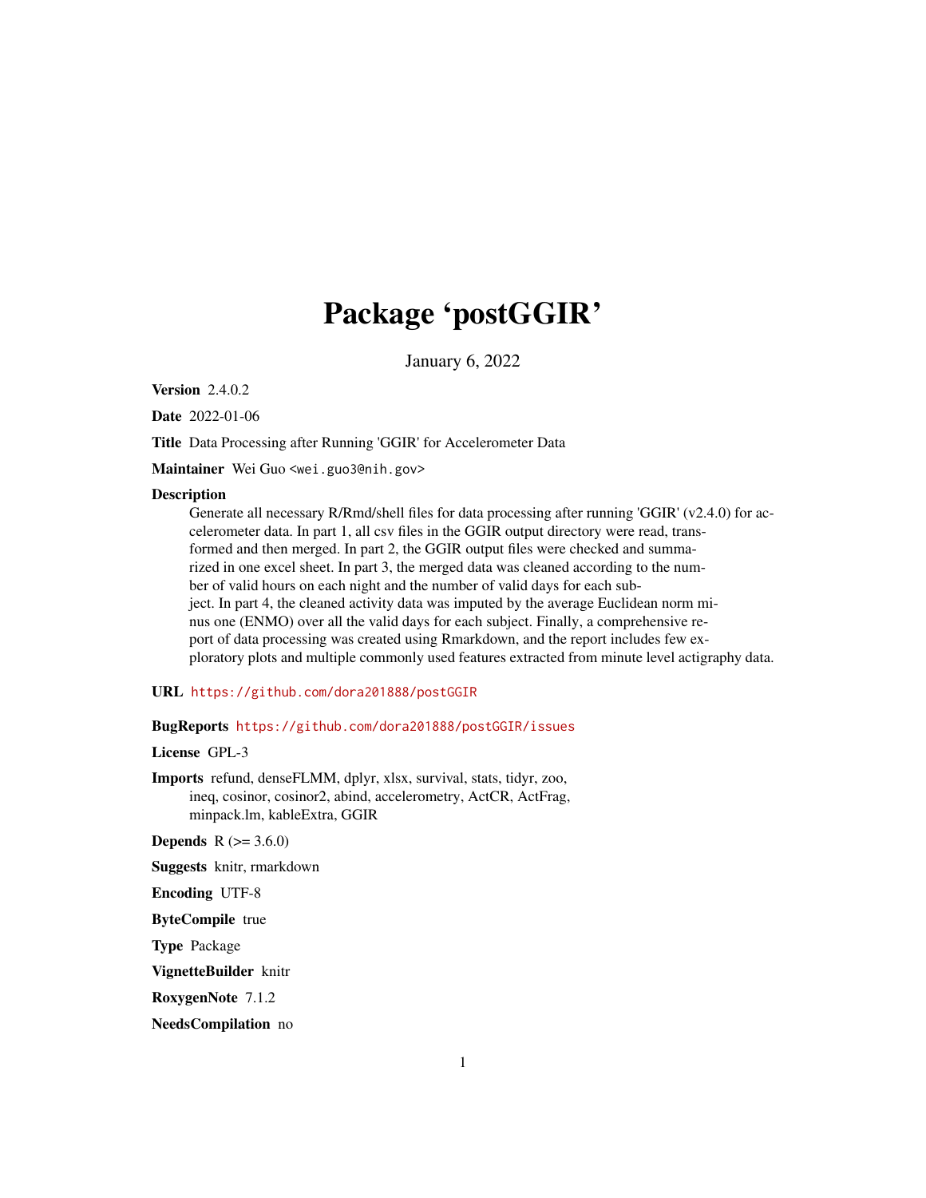# Package 'postGGIR'

January 6, 2022

**Version** 2.4.0.2

**Date** 2022-01-06

**Title** Data Processing after Running 'GGIR' for Accelerometer Data

**Maintainer** Wei Guo <wei.guo3@nih.gov>

**Description**
Generate all necessary R/Rmd/shell files for data processing after running 'GGIR' (v2.4.0) for accelerometer data. In part 1, all csv files in the GGIR output directory were read, transformed and then merged. In part 2, the GGIR output files were checked and summarized in one excel sheet. In part 3, the merged data was cleaned according to the number of valid hours on each night and the number of valid days for each subject. In part 4, the cleaned activity data was imputed by the average Euclidean norm minus one (ENMO) over all the valid days for each subject. Finally, a comprehensive report of data processing was created using Rmarkdown, and the report includes few exploratory plots and multiple commonly used features extracted from minute level actigraphy data.

**URL** https://github.com/dora201888/postGGIR

**BugReports** https://github.com/dora201888/postGGIR/issues

**License** GPL-3

**Imports** refund, denseFLMM, dplyr, xlsx, survival, stats, tidyr, zoo, ineq, cosinor, cosinor2, abind, accelerometry, ActCR, ActFrag, minpack.lm, kableExtra, GGIR

**Depends** R (>= 3.6.0)

**Suggests** knitr, rmarkdown

**Encoding** UTF-8

**ByteCompile** true

**Type** Package

**VignetteBuilder** knitr

**RoxygenNote** 7.1.2

**NeedsCompilation** no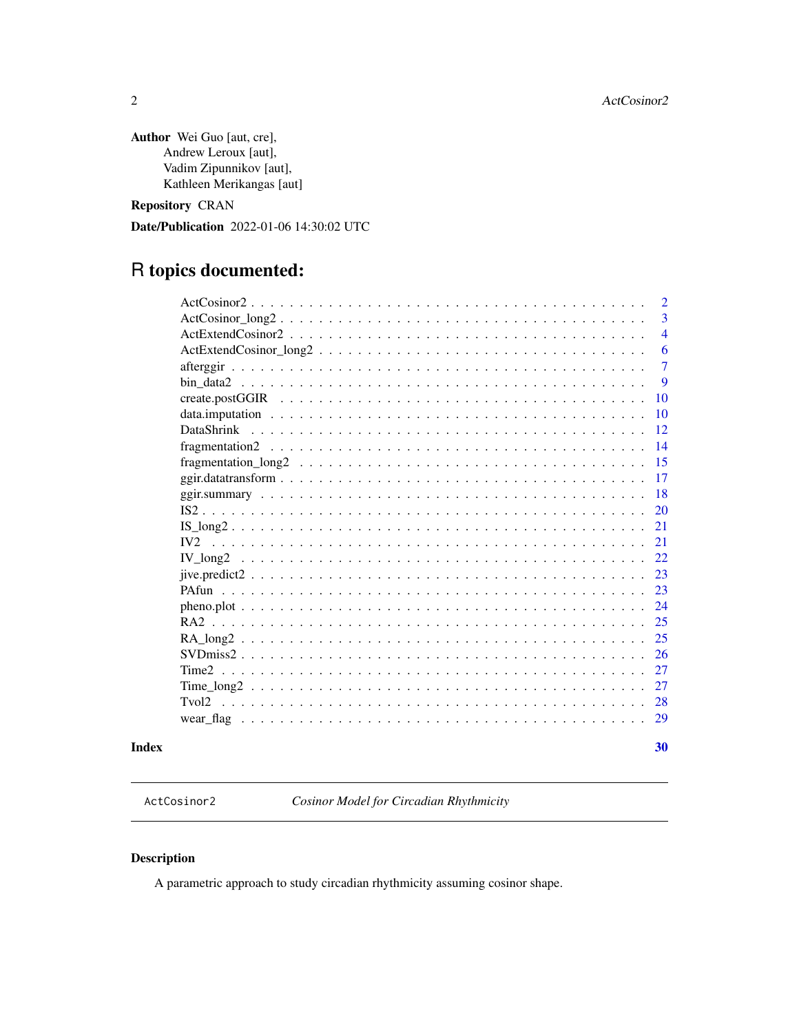**Author** Wei Guo [aut, cre],
Andrew Leroux [aut],
Vadim Zipunnikov [aut],
Kathleen Merikangas [aut]

**Repository** CRAN

**Date/Publication** 2022-01-06 14:30:02 UTC

# R topics documented:

- ActCosinor2 . . . . . . . . . . . . . . . . . . . . . . . . . . . . . . . . . . 2
- ActCosinor_long2 . . . . . . . . . . . . . . . . . . . . . . . . . . . . . . . 3
- ActExtendCosinor2 . . . . . . . . . . . . . . . . . . . . . . . . . . . . . . 4
- ActExtendCosinor_long2 . . . . . . . . . . . . . . . . . . . . . . . . . . . 6
- afterggir . . . . . . . . . . . . . . . . . . . . . . . . . . . . . . . . . . . 7
- bin_data2 . . . . . . . . . . . . . . . . . . . . . . . . . . . . . . . . . . 9
- create.postGGIR . . . . . . . . . . . . . . . . . . . . . . . . . . . . . . 10
- data.imputation . . . . . . . . . . . . . . . . . . . . . . . . . . . . . . 10
- DataShrink . . . . . . . . . . . . . . . . . . . . . . . . . . . . . . . . . 12
- fragmentation2 . . . . . . . . . . . . . . . . . . . . . . . . . . . . . . . 14
- fragmentation_long2 . . . . . . . . . . . . . . . . . . . . . . . . . . . . 15
- ggir.datatransform . . . . . . . . . . . . . . . . . . . . . . . . . . . . . 17
- ggir.summary . . . . . . . . . . . . . . . . . . . . . . . . . . . . . . . . 18
- IS2 . . . . . . . . . . . . . . . . . . . . . . . . . . . . . . . . . . . . . 20
- IS_long2 . . . . . . . . . . . . . . . . . . . . . . . . . . . . . . . . . . 21
- IV2 . . . . . . . . . . . . . . . . . . . . . . . . . . . . . . . . . . . . . 21
- IV_long2 . . . . . . . . . . . . . . . . . . . . . . . . . . . . . . . . . . 22
- jive.predict2 . . . . . . . . . . . . . . . . . . . . . . . . . . . . . . . . 23
- PAfun . . . . . . . . . . . . . . . . . . . . . . . . . . . . . . . . . . . . 23
- pheno.plot . . . . . . . . . . . . . . . . . . . . . . . . . . . . . . . . . 24
- RA2 . . . . . . . . . . . . . . . . . . . . . . . . . . . . . . . . . . . . . 25
- RA_long2 . . . . . . . . . . . . . . . . . . . . . . . . . . . . . . . . . . 25
- SVDmiss2 . . . . . . . . . . . . . . . . . . . . . . . . . . . . . . . . . . 26
- Time2 . . . . . . . . . . . . . . . . . . . . . . . . . . . . . . . . . . . . 27
- Time_long2 . . . . . . . . . . . . . . . . . . . . . . . . . . . . . . . . . 27
- Tvol2 . . . . . . . . . . . . . . . . . . . . . . . . . . . . . . . . . . . . 28
- wear_flag . . . . . . . . . . . . . . . . . . . . . . . . . . . . . . . . . . 29

**Index** **30**

---

`ActCosinor2` *Cosinor Model for Circadian Rhythmicity*

---

### Description

A parametric approach to study circadian rhythmicity assuming cosinor shape.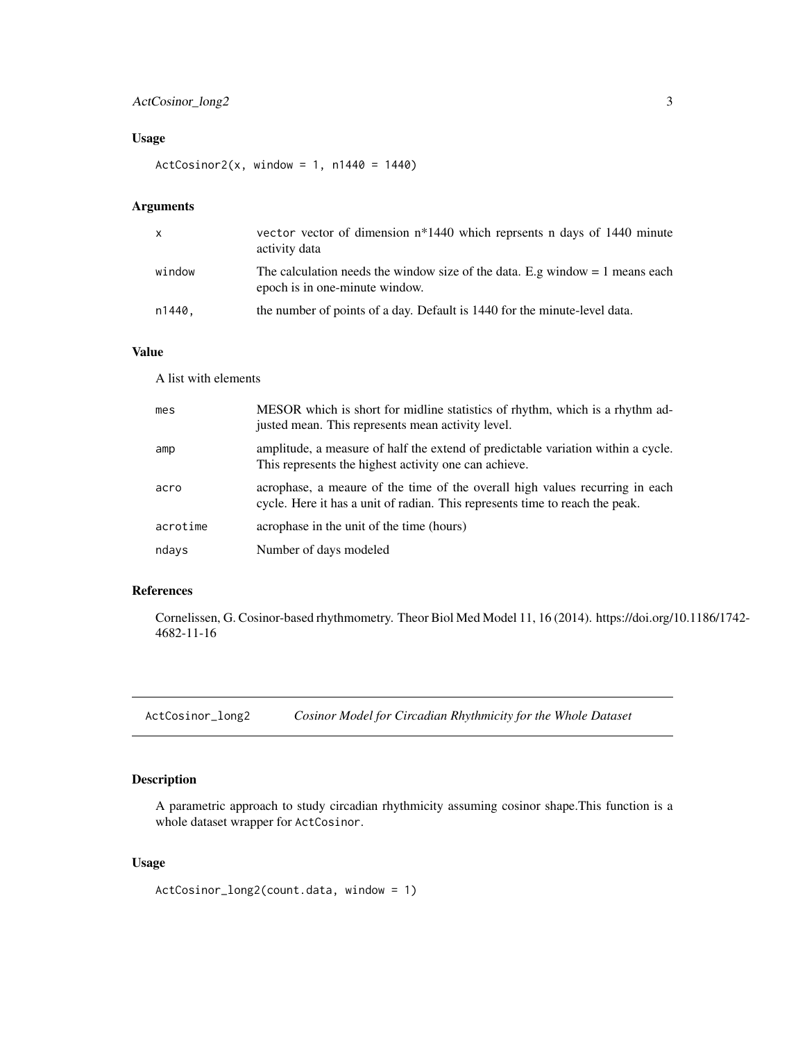## Usage

```
ActCosinor2(x, window = 1, n1440 = 1440)
```

## Arguments

| | |
|---|---|
| x | vector vector of dimension n*1440 which reprsents n days of 1440 minute activity data |
| window | The calculation needs the window size of the data. E.g window = 1 means each epoch is in one-minute window. |
| n1440, | the number of points of a day. Default is 1440 for the minute-level data. |

## Value

A list with elements

| | |
|---|---|
| mes | MESOR which is short for midline statistics of rhythm, which is a rhythm adjusted mean. This represents mean activity level. |
| amp | amplitude, a measure of half the extend of predictable variation within a cycle. This represents the highest activity one can achieve. |
| acro | acrophase, a meaure of the time of the overall high values recurring in each cycle. Here it has a unit of radian. This represents time to reach the peak. |
| acrotime | acrophase in the unit of the time (hours) |
| ndays | Number of days modeled |

## References

Cornelissen, G. Cosinor-based rhythmometry. Theor Biol Med Model 11, 16 (2014). https://doi.org/10.1186/1742-4682-11-16

---

# ActCosinor_long2 *Cosinor Model for Circadian Rhythmicity for the Whole Dataset*

## Description

A parametric approach to study circadian rhythmicity assuming cosinor shape.This function is a whole dataset wrapper for ActCosinor.

## Usage

```
ActCosinor_long2(count.data, window = 1)
```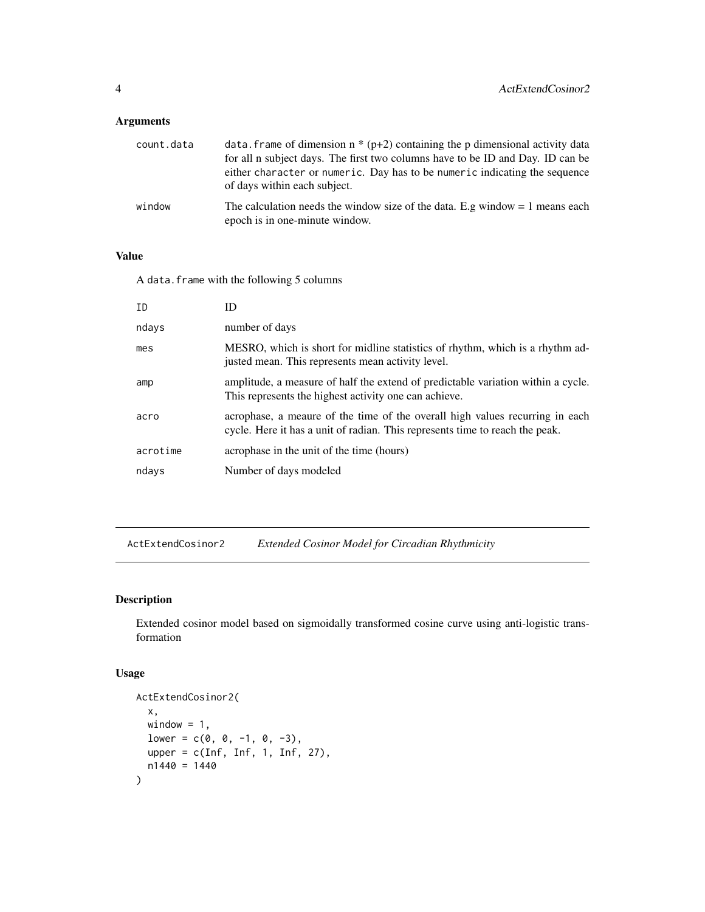## Arguments

| | |
|---|---|
| count.data | data.frame of dimension n * (p+2) containing the p dimensional activity data for all n subject days. The first two columns have to be ID and Day. ID can be either character or numeric. Day has to be numeric indicating the sequence of days within each subject. |
| window | The calculation needs the window size of the data. E.g window = 1 means each epoch is in one-minute window. |

## Value

A data.frame with the following 5 columns

| | |
|---|---|
| ID | ID |
| ndays | number of days |
| mes | MESRO, which is short for midline statistics of rhythm, which is a rhythm adjusted mean. This represents mean activity level. |
| amp | amplitude, a measure of half the extend of predictable variation within a cycle. This represents the highest activity one can achieve. |
| acro | acrophase, a meaure of the time of the overall high values recurring in each cycle. Here it has a unit of radian. This represents time to reach the peak. |
| acrotime | acrophase in the unit of the time (hours) |
| ndays | Number of days modeled |

---

# ActExtendCosinor2 *Extended Cosinor Model for Circadian Rhythmicity*

## Description

Extended cosinor model based on sigmoidally transformed cosine curve using anti-logistic transformation

## Usage

```
ActExtendCosinor2(
  x,
  window = 1,
  lower = c(0, 0, -1, 0, -3),
  upper = c(Inf, Inf, 1, Inf, 27),
  n1440 = 1440
)
```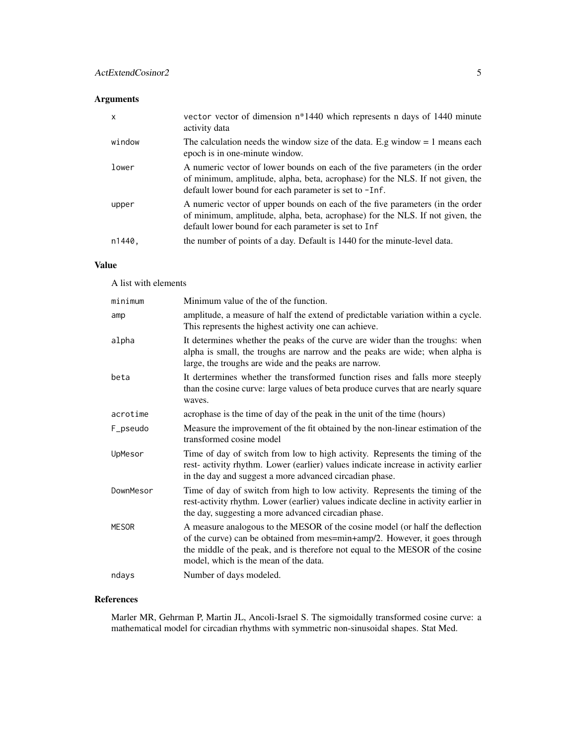### Arguments

| | |
|---|---|
| `x` | `vector` vector of dimension n*1440 which represents n days of 1440 minute activity data |
| `window` | The calculation needs the window size of the data. E.g window = 1 means each epoch is in one-minute window. |
| `lower` | A numeric vector of lower bounds on each of the five parameters (in the order of minimum, amplitude, alpha, beta, acrophase) for the NLS. If not given, the default lower bound for each parameter is set to `-Inf`. |
| `upper` | A numeric vector of upper bounds on each of the five parameters (in the order of minimum, amplitude, alpha, beta, acrophase) for the NLS. If not given, the default lower bound for each parameter is set to `Inf` |
| `n1440,` | the number of points of a day. Default is 1440 for the minute-level data. |

### Value

A list with elements

| | |
|---|---|
| `minimum` | Minimum value of the of the function. |
| `amp` | amplitude, a measure of half the extend of predictable variation within a cycle. This represents the highest activity one can achieve. |
| `alpha` | It determines whether the peaks of the curve are wider than the troughs: when alpha is small, the troughs are narrow and the peaks are wide; when alpha is large, the troughs are wide and the peaks are narrow. |
| `beta` | It dertermines whether the transformed function rises and falls more steeply than the cosine curve: large values of beta produce curves that are nearly square waves. |
| `acrotime` | acrophase is the time of day of the peak in the unit of the time (hours) |
| `F_pseudo` | Measure the improvement of the fit obtained by the non-linear estimation of the transformed cosine model |
| `UpMesor` | Time of day of switch from low to high activity. Represents the timing of the rest- activity rhythm. Lower (earlier) values indicate increase in activity earlier in the day and suggest a more advanced circadian phase. |
| `DownMesor` | Time of day of switch from high to low activity. Represents the timing of the rest-activity rhythm. Lower (earlier) values indicate decline in activity earlier in the day, suggesting a more advanced circadian phase. |
| `MESOR` | A measure analogous to the MESOR of the cosine model (or half the deflection of the curve) can be obtained from mes=min+amp/2. However, it goes through the middle of the peak, and is therefore not equal to the MESOR of the cosine model, which is the mean of the data. |
| `ndays` | Number of days modeled. |

### References

Marler MR, Gehrman P, Martin JL, Ancoli-Israel S. The sigmoidally transformed cosine curve: a mathematical model for circadian rhythms with symmetric non-sinusoidal shapes. Stat Med.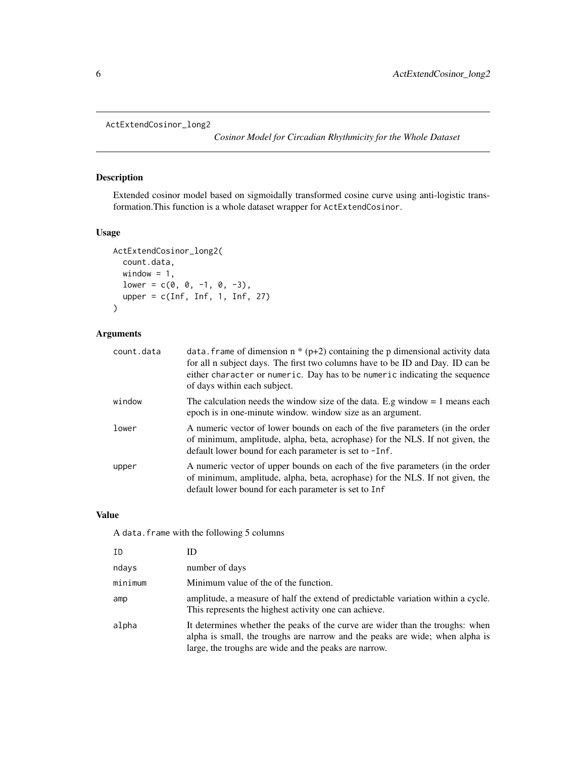ActExtendCosinor_long2

*Cosinor Model for Circadian Rhythmicity for the Whole Dataset*

## Description

Extended cosinor model based on sigmoidally transformed cosine curve using anti-logistic transformation.This function is a whole dataset wrapper for `ActExtendCosinor`.

## Usage

```
ActExtendCosinor_long2(
  count.data,
  window = 1,
  lower = c(0, 0, -1, 0, -3),
  upper = c(Inf, Inf, 1, Inf, 27)
)
```

## Arguments

| | |
|---|---|
| count.data | `data.frame` of dimension n * (p+2) containing the p dimensional activity data for all n subject days. The first two columns have to be ID and Day. ID can be either `character` or `numeric`. Day has to be `numeric` indicating the sequence of days within each subject. |
| window | The calculation needs the window size of the data. E.g window = 1 means each epoch is in one-minute window. window size as an argument. |
| lower | A numeric vector of lower bounds on each of the five parameters (in the order of minimum, amplitude, alpha, beta, acrophase) for the NLS. If not given, the default lower bound for each parameter is set to `-Inf`. |
| upper | A numeric vector of upper bounds on each of the five parameters (in the order of minimum, amplitude, alpha, beta, acrophase) for the NLS. If not given, the default lower bound for each parameter is set to `Inf` |

## Value

A `data.frame` with the following 5 columns

| | |
|---|---|
| ID | ID |
| ndays | number of days |
| minimum | Minimum value of the of the function. |
| amp | amplitude, a measure of half the extend of predictable variation within a cycle. This represents the highest activity one can achieve. |
| alpha | It determines whether the peaks of the curve are wider than the troughs: when alpha is small, the troughs are narrow and the peaks are wide; when alpha is large, the troughs are wide and the peaks are narrow. |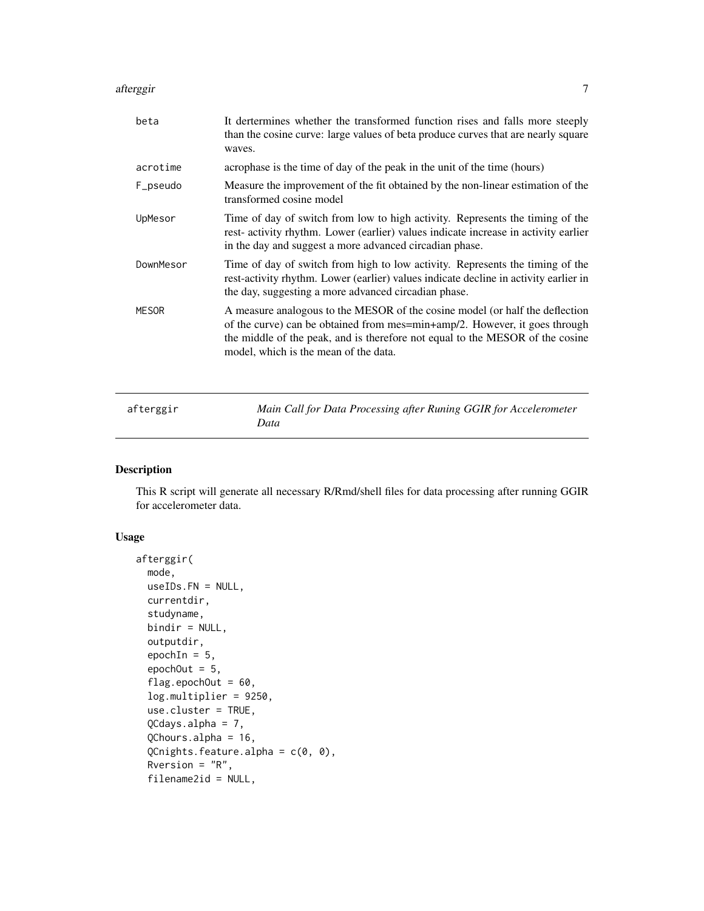| | |
|---|---|
| beta | It dertermines whether the transformed function rises and falls more steeply than the cosine curve: large values of beta produce curves that are nearly square waves. |
| acrotime | acrophase is the time of day of the peak in the unit of the time (hours) |
| F_pseudo | Measure the improvement of the fit obtained by the non-linear estimation of the transformed cosine model |
| UpMesor | Time of day of switch from low to high activity. Represents the timing of the rest- activity rhythm. Lower (earlier) values indicate increase in activity earlier in the day and suggest a more advanced circadian phase. |
| DownMesor | Time of day of switch from high to low activity. Represents the timing of the rest-activity rhythm. Lower (earlier) values indicate decline in activity earlier in the day, suggesting a more advanced circadian phase. |
| MESOR | A measure analogous to the MESOR of the cosine model (or half the deflection of the curve) can be obtained from mes=min+amp/2. However, it goes through the middle of the peak, and is therefore not equal to the MESOR of the cosine model, which is the mean of the data. |

---

## afterggir — *Main Call for Data Processing after Runing GGIR for Accelerometer Data*

### Description

This R script will generate all necessary R/Rmd/shell files for data processing after running GGIR for accelerometer data.

### Usage

```
afterggir(
  mode,
  useIDs.FN = NULL,
  currentdir,
  studyname,
  bindir = NULL,
  outputdir,
  epochIn = 5,
  epochOut = 5,
  flag.epochOut = 60,
  log.multiplier = 9250,
  use.cluster = TRUE,
  QCdays.alpha = 7,
  QChours.alpha = 16,
  QCnights.feature.alpha = c(0, 0),
  Rversion = "R",
  filename2id = NULL,
```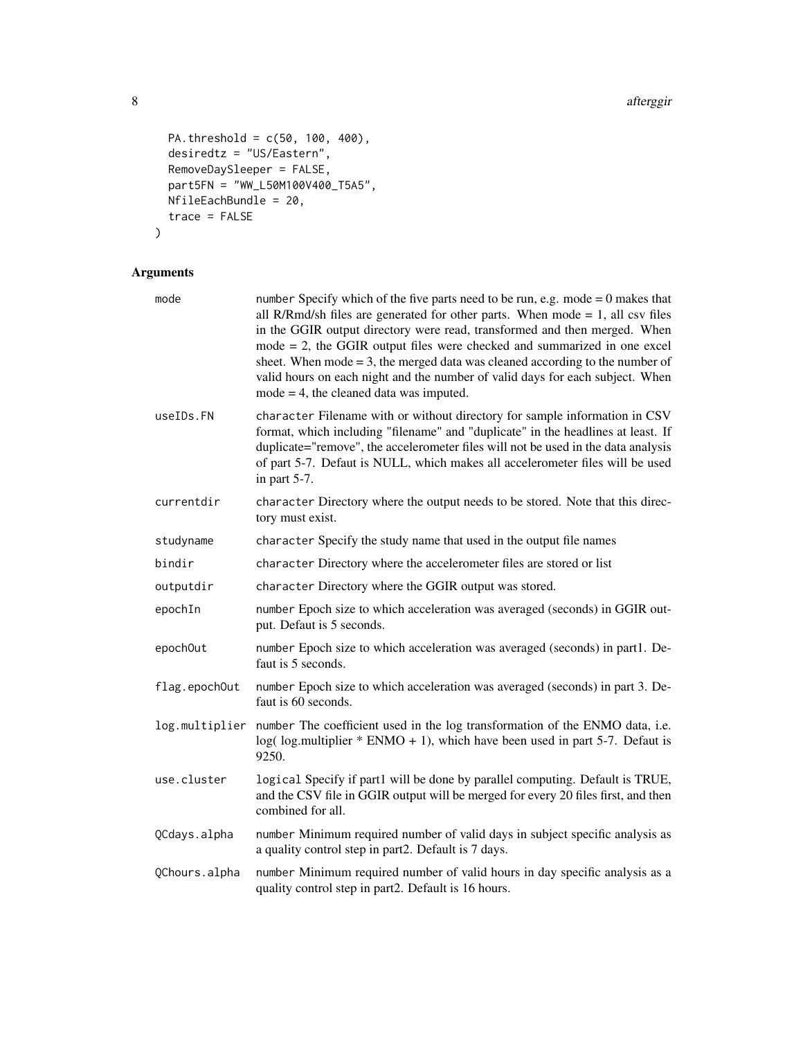```
  PA.threshold = c(50, 100, 400),
  desiredtz = "US/Eastern",
  RemoveDaySleeper = FALSE,
  part5FN = "WW_L50M100V400_T5A5",
  NfileEachBundle = 20,
  trace = FALSE
)
```

## Arguments

| | |
|---|---|
| mode | number Specify which of the five parts need to be run, e.g. mode = 0 makes that all R/Rmd/sh files are generated for other parts. When mode = 1, all csv files in the GGIR output directory were read, transformed and then merged. When mode = 2, the GGIR output files were checked and summarized in one excel sheet. When mode = 3, the merged data was cleaned according to the number of valid hours on each night and the number of valid days for each subject. When mode = 4, the cleaned data was imputed. |
| useIDs.FN | character Filename with or without directory for sample information in CSV format, which including "filename" and "duplicate" in the headlines at least. If duplicate="remove", the accelerometer files will not be used in the data analysis of part 5-7. Defaut is NULL, which makes all accelerometer files will be used in part 5-7. |
| currentdir | character Directory where the output needs to be stored. Note that this directory must exist. |
| studyname | character Specify the study name that used in the output file names |
| bindir | character Directory where the accelerometer files are stored or list |
| outputdir | character Directory where the GGIR output was stored. |
| epochIn | number Epoch size to which acceleration was averaged (seconds) in GGIR output. Defaut is 5 seconds. |
| epochOut | number Epoch size to which acceleration was averaged (seconds) in part1. Defaut is 5 seconds. |
| flag.epochOut | number Epoch size to which acceleration was averaged (seconds) in part 3. Defaut is 60 seconds. |
| log.multiplier | number The coefficient used in the log transformation of the ENMO data, i.e. log( log.multiplier * ENMO + 1), which have been used in part 5-7. Defaut is 9250. |
| use.cluster | logical Specify if part1 will be done by parallel computing. Default is TRUE, and the CSV file in GGIR output will be merged for every 20 files first, and then combined for all. |
| QCdays.alpha | number Minimum required number of valid days in subject specific analysis as a quality control step in part2. Default is 7 days. |
| QChours.alpha | number Minimum required number of valid hours in day specific analysis as a quality control step in part2. Default is 16 hours. |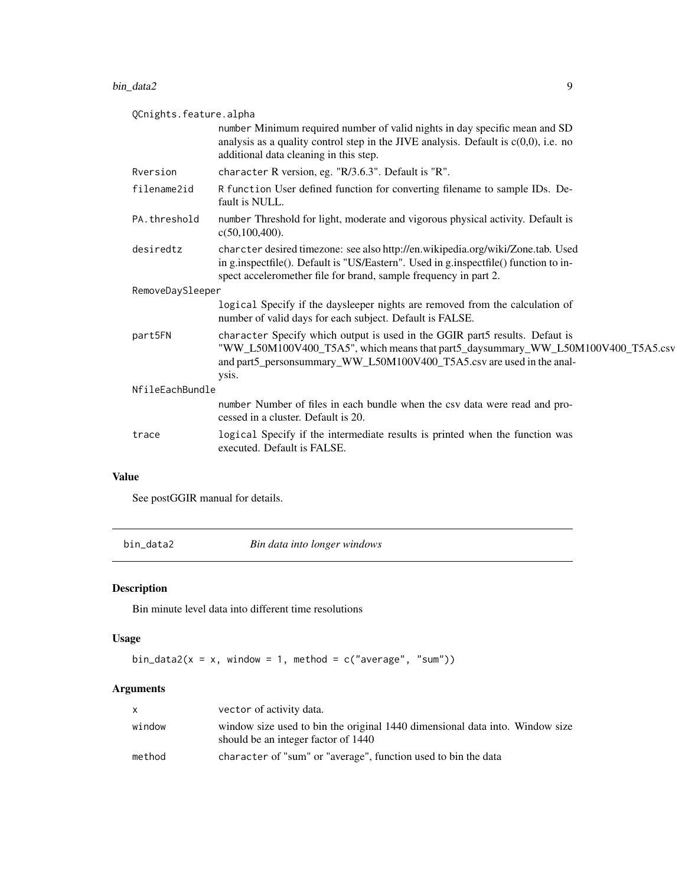| | |
|---|---|
| QCnights.feature.alpha | number Minimum required number of valid nights in day specific mean and SD analysis as a quality control step in the JIVE analysis. Default is c(0,0), i.e. no additional data cleaning in this step. |
| Rversion | character R version, eg. "R/3.6.3". Default is "R". |
| filename2id | R function User defined function for converting filename to sample IDs. Default is NULL. |
| PA.threshold | number Threshold for light, moderate and vigorous physical activity. Default is c(50,100,400). |
| desiredtz | charcter desired timezone: see also http://en.wikipedia.org/wiki/Zone.tab. Used in g.inspectfile(). Default is "US/Eastern". Used in g.inspectfile() function to inspect acceleromether file for brand, sample frequency in part 2. |
| RemoveDaySleeper | logical Specify if the daysleeper nights are removed from the calculation of number of valid days for each subject. Default is FALSE. |
| part5FN | character Specify which output is used in the GGIR part5 results. Defaut is "WW_L50M100V400_T5A5", which means that part5_daysummary_WW_L50M100V400_T5A5.csv and part5_personsummary_WW_L50M100V400_T5A5.csv are used in the analysis. |
| NfileEachBundle | number Number of files in each bundle when the csv data were read and processed in a cluster. Default is 20. |
| trace | logical Specify if the intermediate results is printed when the function was executed. Default is FALSE. |

## Value

See postGGIR manual for details.

---

# bin_data2 *Bin data into longer windows*

## Description

Bin minute level data into different time resolutions

## Usage

```
bin_data2(x = x, window = 1, method = c("average", "sum"))
```

## Arguments

| | |
|---|---|
| x | vector of activity data. |
| window | window size used to bin the original 1440 dimensional data into. Window size should be an integer factor of 1440 |
| method | character of "sum" or "average", function used to bin the data |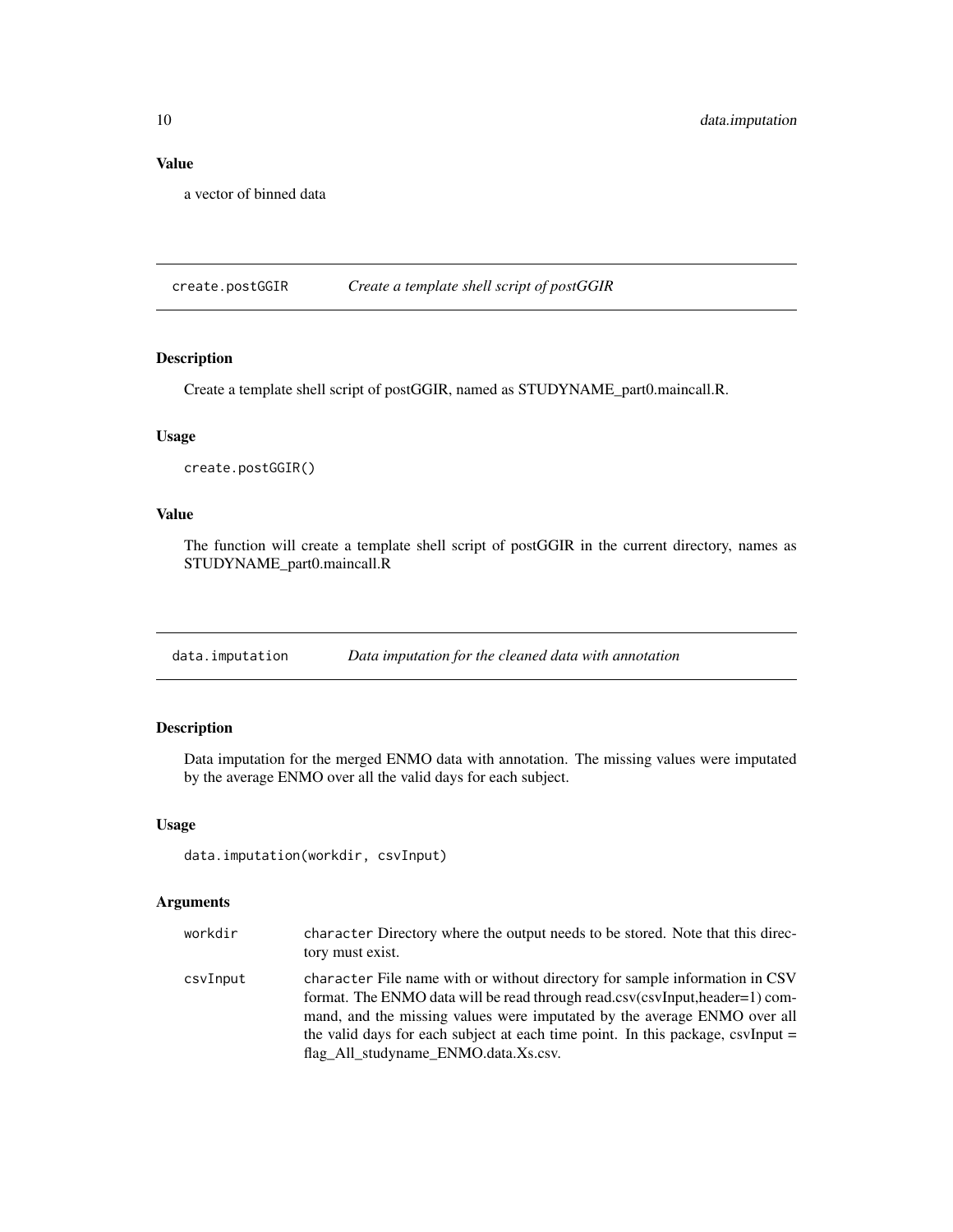### Value

a vector of binned data

## create.postGGIR *Create a template shell script of postGGIR*

### Description

Create a template shell script of postGGIR, named as STUDYNAME_part0.maincall.R.

### Usage

```
create.postGGIR()
```

### Value

The function will create a template shell script of postGGIR in the current directory, names as STUDYNAME_part0.maincall.R

## data.imputation *Data imputation for the cleaned data with annotation*

### Description

Data imputation for the merged ENMO data with annotation. The missing values were imputated by the average ENMO over all the valid days for each subject.

### Usage

```
data.imputation(workdir, csvInput)
```

### Arguments

| | |
|---|---|
| workdir | `character` Directory where the output needs to be stored. Note that this directory must exist. |
| csvInput | `character` File name with or without directory for sample information in CSV format. The ENMO data will be read through read.csv(csvInput,header=1) command, and the missing values were imputated by the average ENMO over all the valid days for each subject at each time point. In this package, csvInput = flag_All_studyname_ENMO.data.Xs.csv. |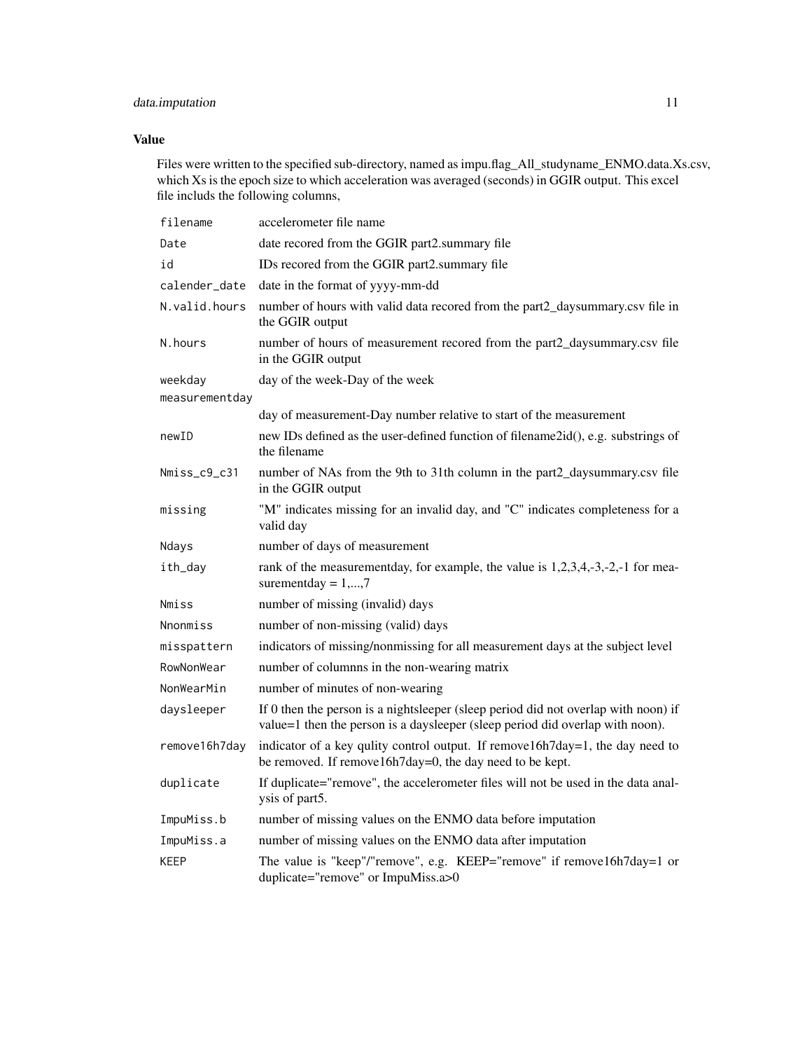## Value

Files were written to the specified sub-directory, named as impu.flag_All_studyname_ENMO.data.Xs.csv, which Xs is the epoch size to which acceleration was averaged (seconds) in GGIR output. This excel file includs the following columns,

| | |
|---|---|
| `filename` | accelerometer file name |
| `Date` | date recored from the GGIR part2.summary file |
| `id` | IDs recored from the GGIR part2.summary file |
| `calender_date` | date in the format of yyyy-mm-dd |
| `N.valid.hours` | number of hours with valid data recored from the part2_daysummary.csv file in the GGIR output |
| `N.hours` | number of hours of measurement recored from the part2_daysummary.csv file in the GGIR output |
| `weekday` | day of the week-Day of the week |
| `measurementday` | day of measurement-Day number relative to start of the measurement |
| `newID` | new IDs defined as the user-defined function of filename2id(), e.g. substrings of the filename |
| `Nmiss_c9_c31` | number of NAs from the 9th to 31th column in the part2_daysummary.csv file in the GGIR output |
| `missing` | "M" indicates missing for an invalid day, and "C" indicates completeness for a valid day |
| `Ndays` | number of days of measurement |
| `ith_day` | rank of the measurementday, for example, the value is 1,2,3,4,-3,-2,-1 for measurementday = 1,...,7 |
| `Nmiss` | number of missing (invalid) days |
| `Nnonmiss` | number of non-missing (valid) days |
| `misspattern` | indicators of missing/nonmissing for all measurement days at the subject level |
| `RowNonWear` | number of columnns in the non-wearing matrix |
| `NonWearMin` | number of minutes of non-wearing |
| `daysleeper` | If 0 then the person is a nightsleeper (sleep period did not overlap with noon) if value=1 then the person is a daysleeper (sleep period did overlap with noon). |
| `remove16h7day` | indicator of a key qulity control output. If remove16h7day=1, the day need to be removed. If remove16h7day=0, the day need to be kept. |
| `duplicate` | If duplicate="remove", the accelerometer files will not be used in the data analysis of part5. |
| `ImpuMiss.b` | number of missing values on the ENMO data before imputation |
| `ImpuMiss.a` | number of missing values on the ENMO data after imputation |
| `KEEP` | The value is "keep"/"remove", e.g. KEEP="remove" if remove16h7day=1 or duplicate="remove" or ImpuMiss.a>0 |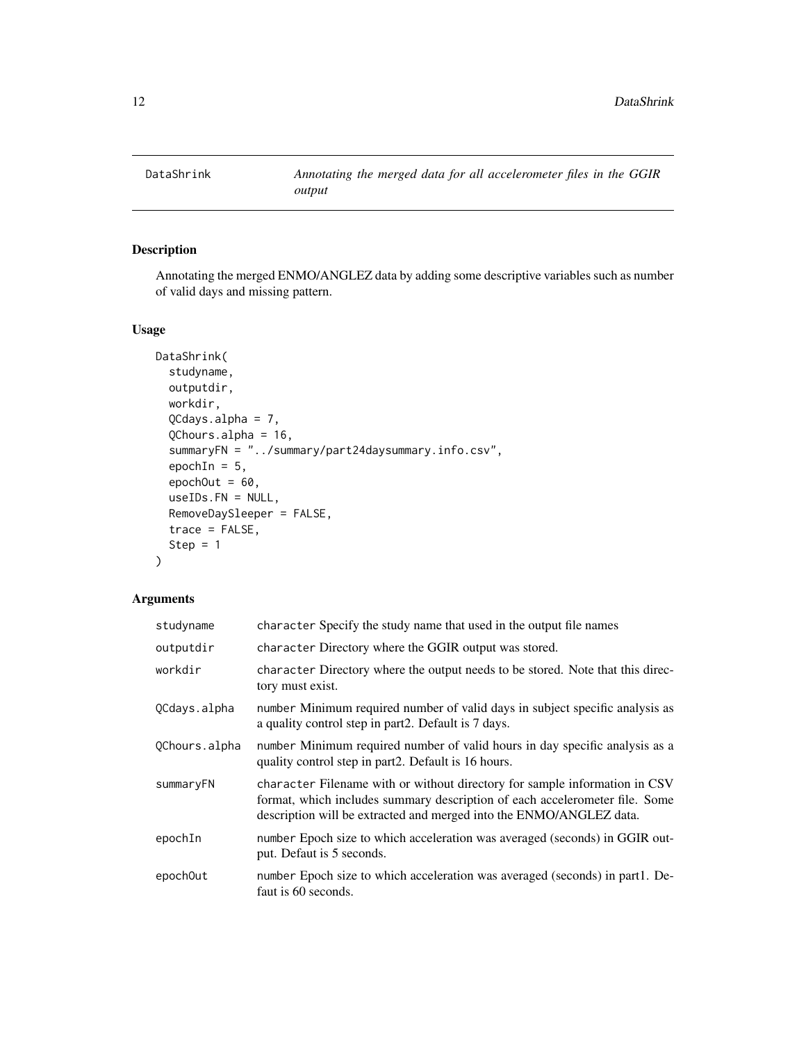## DataShrink — *Annotating the merged data for all accelerometer files in the GGIR output*

### Description

Annotating the merged ENMO/ANGLEZ data by adding some descriptive variables such as number of valid days and missing pattern.

### Usage

```
DataShrink(
  studyname,
  outputdir,
  workdir,
  QCdays.alpha = 7,
  QChours.alpha = 16,
  summaryFN = "../summary/part24daysummary.info.csv",
  epochIn = 5,
  epochOut = 60,
  useIDs.FN = NULL,
  RemoveDaySleeper = FALSE,
  trace = FALSE,
  Step = 1
)
```

### Arguments

| | |
|---|---|
| `studyname` | `character` Specify the study name that used in the output file names |
| `outputdir` | `character` Directory where the GGIR output was stored. |
| `workdir` | `character` Directory where the output needs to be stored. Note that this directory must exist. |
| `QCdays.alpha` | `number` Minimum required number of valid days in subject specific analysis as a quality control step in part2. Default is 7 days. |
| `QChours.alpha` | `number` Minimum required number of valid hours in day specific analysis as a quality control step in part2. Default is 16 hours. |
| `summaryFN` | `character` Filename with or without directory for sample information in CSV format, which includes summary description of each accelerometer file. Some description will be extracted and merged into the ENMO/ANGLEZ data. |
| `epochIn` | `number` Epoch size to which acceleration was averaged (seconds) in GGIR output. Defaut is 5 seconds. |
| `epochOut` | `number` Epoch size to which acceleration was averaged (seconds) in part1. Defaut is 60 seconds. |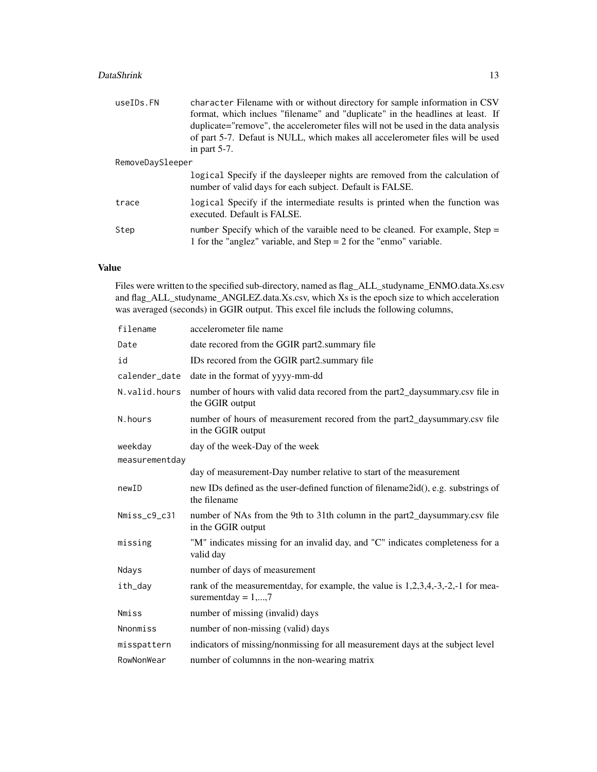| | |
|---|---|
| useIDs.FN | character Filename with or without directory for sample information in CSV format, which inclues "filename" and "duplicate" in the headlines at least. If duplicate="remove", the accelerometer files will not be used in the data analysis of part 5-7. Defaut is NULL, which makes all accelerometer files will be used in part 5-7. |
| RemoveDaySleeper | logical Specify if the daysleeper nights are removed from the calculation of number of valid days for each subject. Default is FALSE. |
| trace | logical Specify if the intermediate results is printed when the function was executed. Default is FALSE. |
| Step | number Specify which of the varaible need to be cleaned. For example, Step = 1 for the "anglez" variable, and Step = 2 for the "enmo" variable. |

## Value

Files were written to the specified sub-directory, named as flag_ALL_studyname_ENMO.data.Xs.csv and flag_ALL_studyname_ANGLEZ.data.Xs.csv, which Xs is the epoch size to which acceleration was averaged (seconds) in GGIR output. This excel file includs the following columns,

| | |
|---|---|
| filename | accelerometer file name |
| Date | date recored from the GGIR part2.summary file |
| id | IDs recored from the GGIR part2.summary file |
| calender_date | date in the format of yyyy-mm-dd |
| N.valid.hours | number of hours with valid data recored from the part2_daysummary.csv file in the GGIR output |
| N.hours | number of hours of measurement recored from the part2_daysummary.csv file in the GGIR output |
| weekday | day of the week-Day of the week |
| measurementday | day of measurement-Day number relative to start of the measurement |
| newID | new IDs defined as the user-defined function of filename2id(), e.g. substrings of the filename |
| Nmiss_c9_c31 | number of NAs from the 9th to 31th column in the part2_daysummary.csv file in the GGIR output |
| missing | "M" indicates missing for an invalid day, and "C" indicates completeness for a valid day |
| Ndays | number of days of measurement |
| ith_day | rank of the measurementday, for example, the value is 1,2,3,4,-3,-2,-1 for measurementday = 1,...,7 |
| Nmiss | number of missing (invalid) days |
| Nnonmiss | number of non-missing (valid) days |
| misspattern | indicators of missing/nonmissing for all measurement days at the subject level |
| RowNonWear | number of columnns in the non-wearing matrix |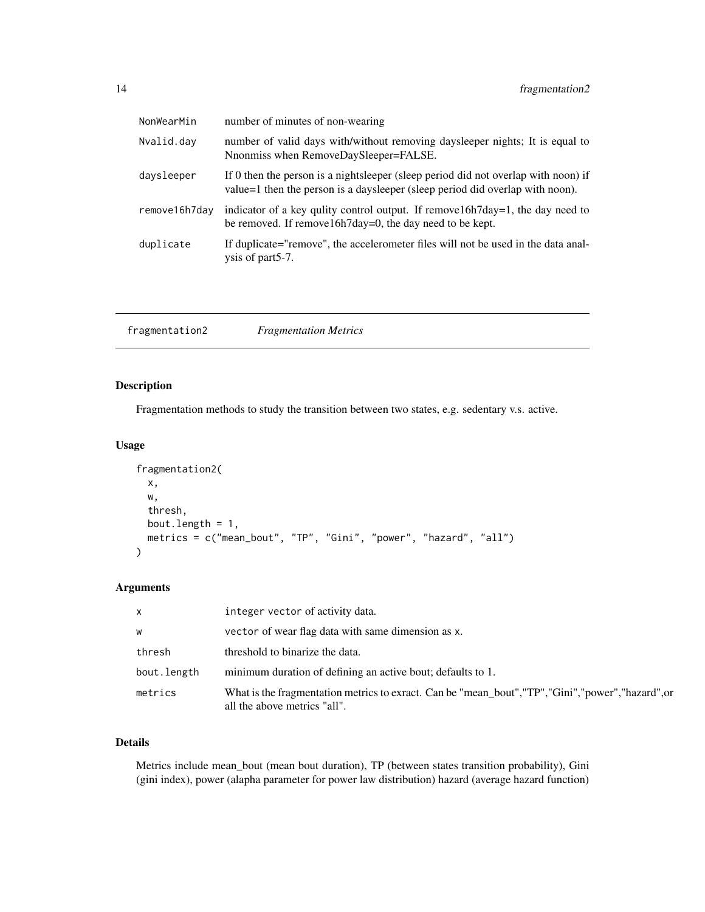| | |
|---|---|
| NonWearMin | number of minutes of non-wearing |
| Nvalid.day | number of valid days with/without removing daysleeper nights; It is equal to Nnonmiss when RemoveDaySleeper=FALSE. |
| daysleeper | If 0 then the person is a nightsleeper (sleep period did not overlap with noon) if value=1 then the person is a daysleeper (sleep period did overlap with noon). |
| remove16h7day | indicator of a key qulity control output. If remove16h7day=1, the day need to be removed. If remove16h7day=0, the day need to be kept. |
| duplicate | If duplicate="remove", the accelerometer files will not be used in the data analysis of part5-7. |

## fragmentation2 *Fragmentation Metrics*

### Description

Fragmentation methods to study the transition between two states, e.g. sedentary v.s. active.

### Usage

```
fragmentation2(
  x,
  w,
  thresh,
  bout.length = 1,
  metrics = c("mean_bout", "TP", "Gini", "power", "hazard", "all")
)
```

### Arguments

| | |
|---|---|
| x | integer vector of activity data. |
| w | vector of wear flag data with same dimension as x. |
| thresh | threshold to binarize the data. |
| bout.length | minimum duration of defining an active bout; defaults to 1. |
| metrics | What is the fragmentation metrics to exract. Can be "mean_bout","TP","Gini","power","hazard",or all the above metrics "all". |

### Details

Metrics include mean_bout (mean bout duration), TP (between states transition probability), Gini (gini index), power (alapha parameter for power law distribution) hazard (average hazard function)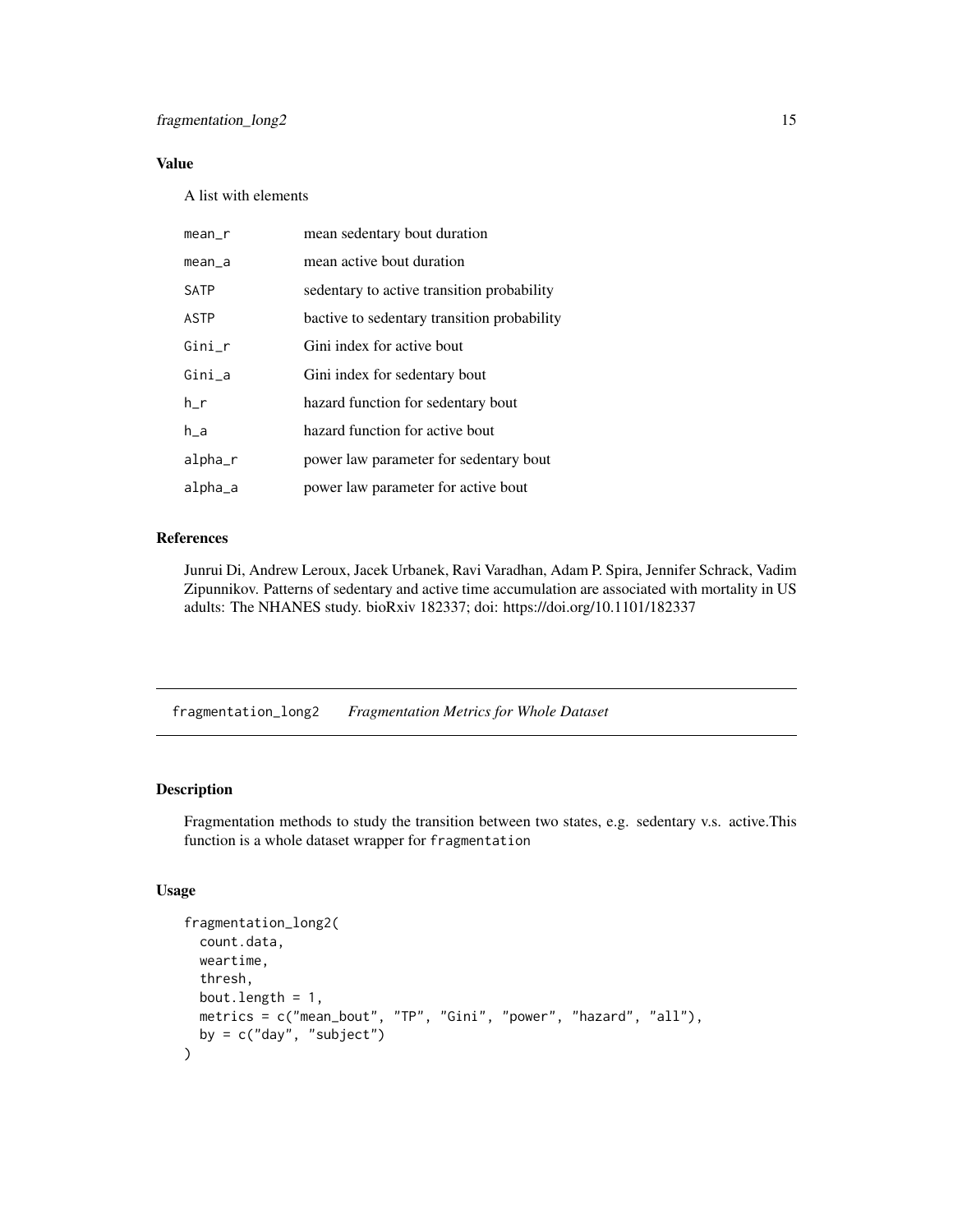## Value

A list with elements

| | |
|---|---|
| mean_r | mean sedentary bout duration |
| mean_a | mean active bout duration |
| SATP | sedentary to active transition probability |
| ASTP | bactive to sedentary transition probability |
| Gini_r | Gini index for active bout |
| Gini_a | Gini index for sedentary bout |
| h_r | hazard function for sedentary bout |
| h_a | hazard function for active bout |
| alpha_r | power law parameter for sedentary bout |
| alpha_a | power law parameter for active bout |

## References

Junrui Di, Andrew Leroux, Jacek Urbanek, Ravi Varadhan, Adam P. Spira, Jennifer Schrack, Vadim Zipunnikov. Patterns of sedentary and active time accumulation are associated with mortality in US adults: The NHANES study. bioRxiv 182337; doi: https://doi.org/10.1101/182337

---

# fragmentation_long2 *Fragmentation Metrics for Whole Dataset*

## Description

Fragmentation methods to study the transition between two states, e.g. sedentary v.s. active.This function is a whole dataset wrapper for `fragmentation`

## Usage

```
fragmentation_long2(
  count.data,
  weartime,
  thresh,
  bout.length = 1,
  metrics = c("mean_bout", "TP", "Gini", "power", "hazard", "all"),
  by = c("day", "subject")
)
```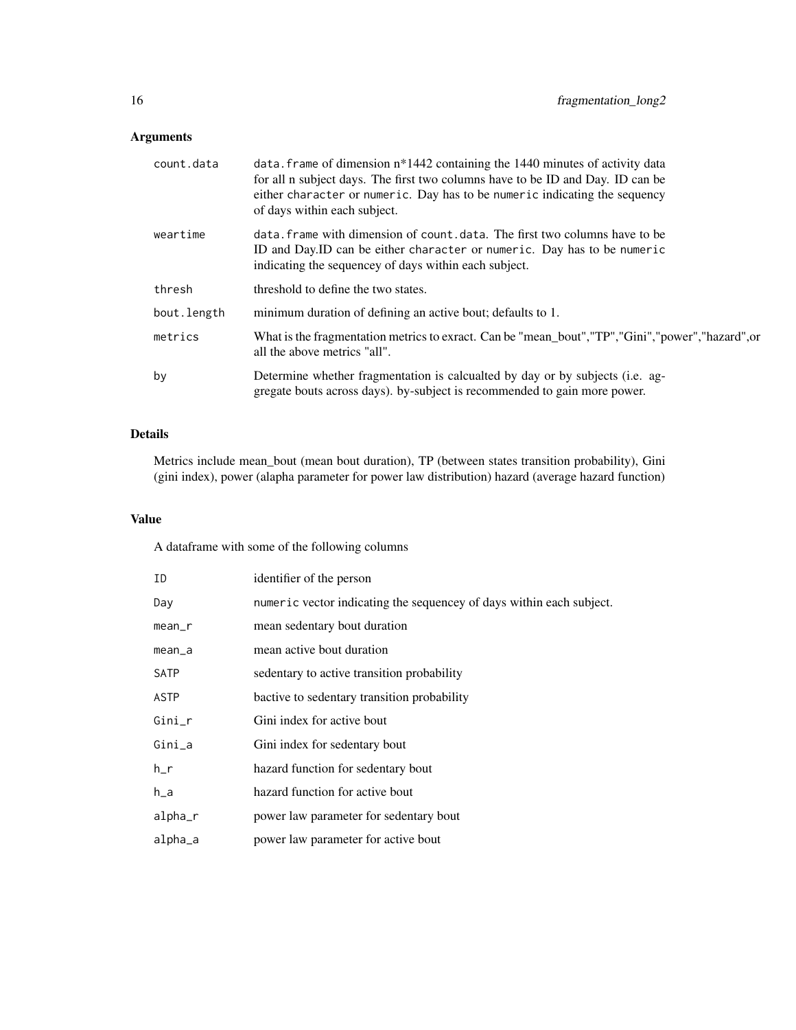## Arguments

| | |
|---|---|
| `count.data` | `data.frame` of dimension n*1442 containing the 1440 minutes of activity data for all n subject days. The first two columns have to be ID and Day. ID can be either `character` or `numeric`. Day has to be `numeric` indicating the sequency of days within each subject. |
| `weartime` | `data.frame` with dimension of `count.data`. The first two columns have to be ID and Day.ID can be either `character` or `numeric`. Day has to be `numeric` indicating the sequencey of days within each subject. |
| `thresh` | threshold to define the two states. |
| `bout.length` | minimum duration of defining an active bout; defaults to 1. |
| `metrics` | What is the fragmentation metrics to exract. Can be "mean_bout","TP","Gini","power","hazard",or all the above metrics "all". |
| `by` | Determine whether fragmentation is calcualted by day or by subjects (i.e. aggregate bouts across days). by-subject is recommended to gain more power. |

## Details

Metrics include mean_bout (mean bout duration), TP (between states transition probability), Gini (gini index), power (alapha parameter for power law distribution) hazard (average hazard function)

## Value

A dataframe with some of the following columns

| | |
|---|---|
| `ID` | identifier of the person |
| `Day` | `numeric` vector indicating the sequencey of days within each subject. |
| `mean_r` | mean sedentary bout duration |
| `mean_a` | mean active bout duration |
| `SATP` | sedentary to active transition probability |
| `ASTP` | bactive to sedentary transition probability |
| `Gini_r` | Gini index for active bout |
| `Gini_a` | Gini index for sedentary bout |
| `h_r` | hazard function for sedentary bout |
| `h_a` | hazard function for active bout |
| `alpha_r` | power law parameter for sedentary bout |
| `alpha_a` | power law parameter for active bout |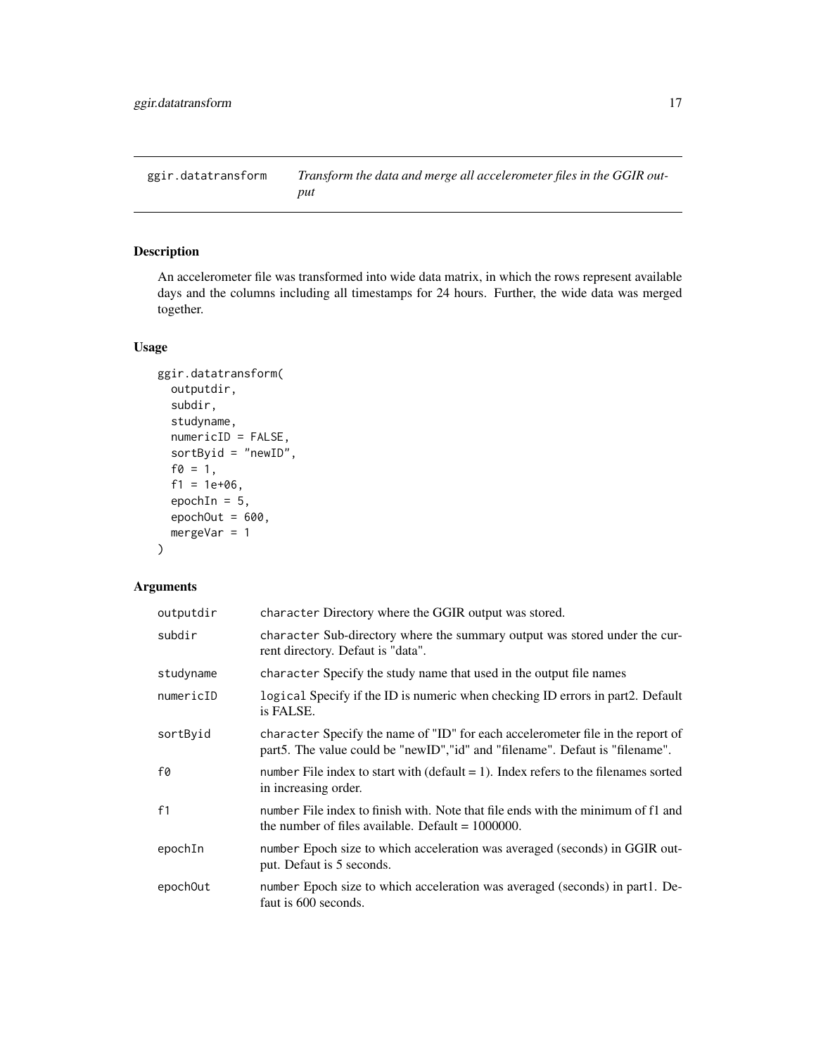## ggir.datatransform — *Transform the data and merge all accelerometer files in the GGIR output*

### Description

An accelerometer file was transformed into wide data matrix, in which the rows represent available days and the columns including all timestamps for 24 hours. Further, the wide data was merged together.

### Usage

```
ggir.datatransform(
  outputdir,
  subdir,
  studyname,
  numericID = FALSE,
  sortByid = "newID",
  f0 = 1,
  f1 = 1e+06,
  epochIn = 5,
  epochOut = 600,
  mergeVar = 1
)
```

### Arguments

| Argument | Description |
|---|---|
| outputdir | character Directory where the GGIR output was stored. |
| subdir | character Sub-directory where the summary output was stored under the current directory. Defaut is "data". |
| studyname | character Specify the study name that used in the output file names |
| numericID | logical Specify if the ID is numeric when checking ID errors in part2. Default is FALSE. |
| sortByid | character Specify the name of "ID" for each accelerometer file in the report of part5. The value could be "newID","id" and "filename". Defaut is "filename". |
| f0 | number File index to start with (default = 1). Index refers to the filenames sorted in increasing order. |
| f1 | number File index to finish with. Note that file ends with the minimum of f1 and the number of files available. Default = 1000000. |
| epochIn | number Epoch size to which acceleration was averaged (seconds) in GGIR output. Defaut is 5 seconds. |
| epochOut | number Epoch size to which acceleration was averaged (seconds) in part1. Defaut is 600 seconds. |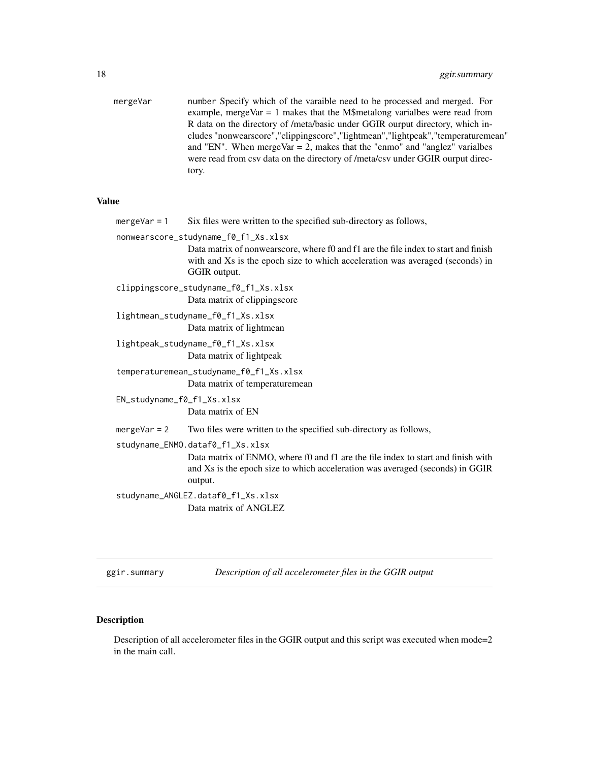mergeVar — number Specify which of the varaible need to be processed and merged. For example, mergeVar = 1 makes that the M$metalong varialbes were read from R data on the directory of /meta/basic under GGIR ourput directory, which includes "nonwearscore","clippingscore","lightmean","lightpeak","temperaturemean" and "EN". When mergeVar = 2, makes that the "enmo" and "anglez" varialbes were read from csv data on the directory of /meta/csv under GGIR ourput directory.

## Value

`mergeVar = 1` — Six files were written to the specified sub-directory as follows,

`nonwearscore_studyname_f0_f1_Xs.xlsx`
: Data matrix of nonwearscore, where f0 and f1 are the file index to start and finish with and Xs is the epoch size to which acceleration was averaged (seconds) in GGIR output.

`clippingscore_studyname_f0_f1_Xs.xlsx`
: Data matrix of clippingscore

`lightmean_studyname_f0_f1_Xs.xlsx`
: Data matrix of lightmean

`lightpeak_studyname_f0_f1_Xs.xlsx`
: Data matrix of lightpeak

`temperaturemean_studyname_f0_f1_Xs.xlsx`
: Data matrix of temperaturemean

`EN_studyname_f0_f1_Xs.xlsx`
: Data matrix of EN

`mergeVar = 2` — Two files were written to the specified sub-directory as follows,

`studyname_ENMO.dataf0_f1_Xs.xlsx`
: Data matrix of ENMO, where f0 and f1 are the file index to start and finish with and Xs is the epoch size to which acceleration was averaged (seconds) in GGIR output.

`studyname_ANGLEZ.dataf0_f1_Xs.xlsx`
: Data matrix of ANGLEZ

---

# ggir.summary — *Description of all accelerometer files in the GGIR output*

## Description

Description of all accelerometer files in the GGIR output and this script was executed when mode=2 in the main call.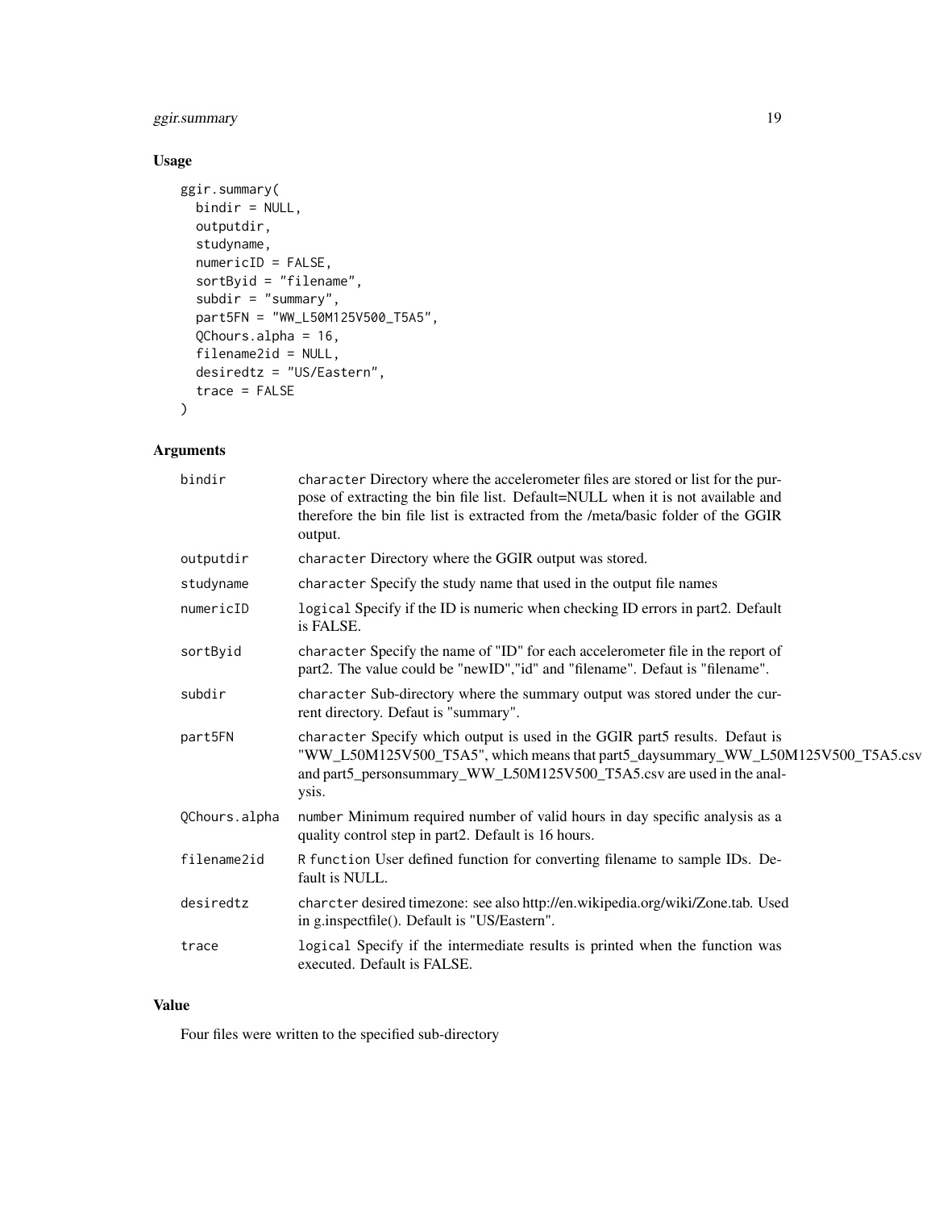## Usage

```
ggir.summary(
  bindir = NULL,
  outputdir,
  studyname,
  numericID = FALSE,
  sortByid = "filename",
  subdir = "summary",
  part5FN = "WW_L50M125V500_T5A5",
  QChours.alpha = 16,
  filename2id = NULL,
  desiredtz = "US/Eastern",
  trace = FALSE
)
```

## Arguments

| | |
|---|---|
| bindir | character Directory where the accelerometer files are stored or list for the purpose of extracting the bin file list. Default=NULL when it is not available and therefore the bin file list is extracted from the /meta/basic folder of the GGIR output. |
| outputdir | character Directory where the GGIR output was stored. |
| studyname | character Specify the study name that used in the output file names |
| numericID | logical Specify if the ID is numeric when checking ID errors in part2. Default is FALSE. |
| sortByid | character Specify the name of "ID" for each accelerometer file in the report of part2. The value could be "newID","id" and "filename". Defaut is "filename". |
| subdir | character Sub-directory where the summary output was stored under the current directory. Defaut is "summary". |
| part5FN | character Specify which output is used in the GGIR part5 results. Defaut is "WW_L50M125V500_T5A5", which means that part5_daysummary_WW_L50M125V500_T5A5.csv and part5_personsummary_WW_L50M125V500_T5A5.csv are used in the analysis. |
| QChours.alpha | number Minimum required number of valid hours in day specific analysis as a quality control step in part2. Default is 16 hours. |
| filename2id | R function User defined function for converting filename to sample IDs. Default is NULL. |
| desiredtz | charcter desired timezone: see also http://en.wikipedia.org/wiki/Zone.tab. Used in g.inspectfile(). Default is "US/Eastern". |
| trace | logical Specify if the intermediate results is printed when the function was executed. Default is FALSE. |

## Value

Four files were written to the specified sub-directory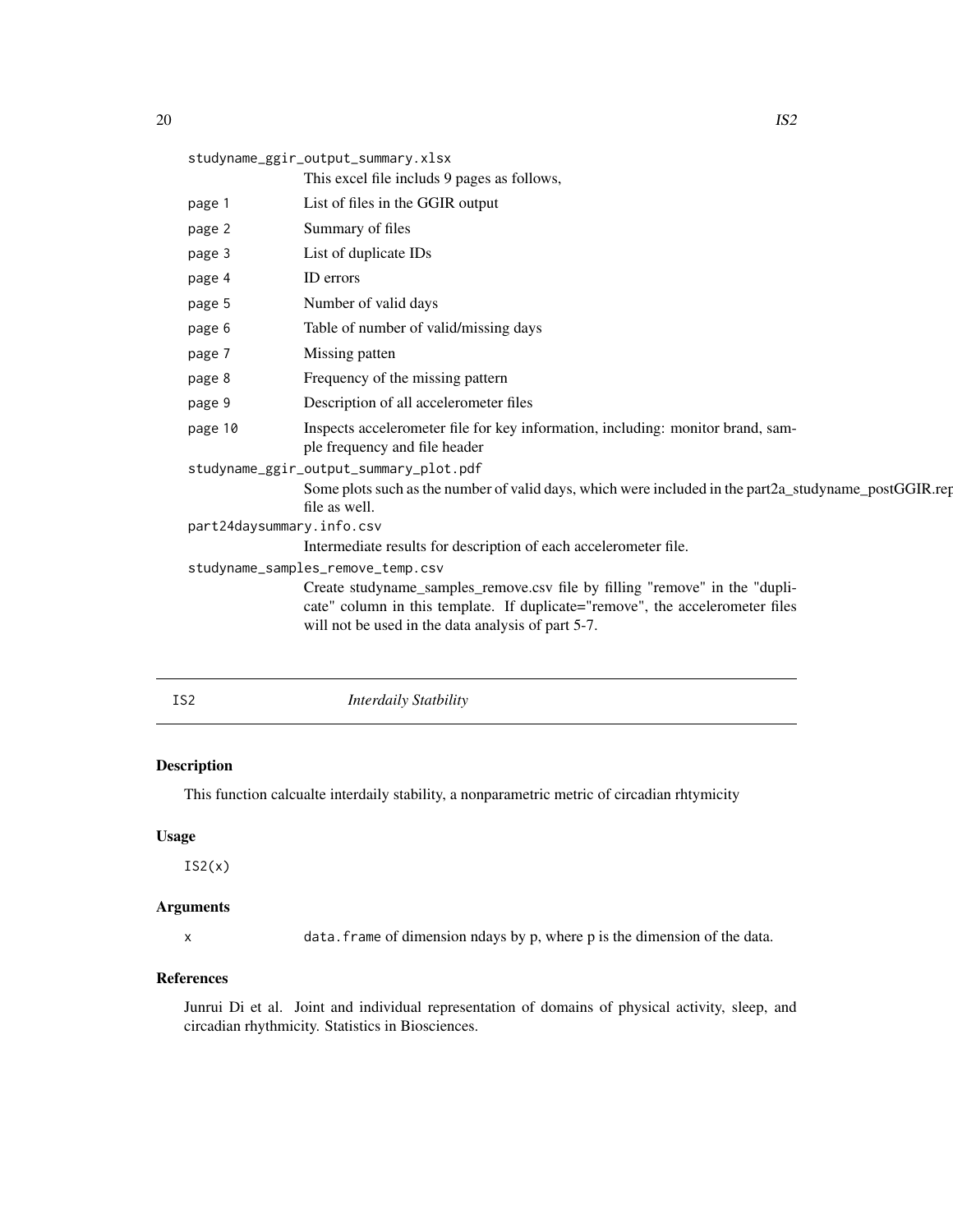studyname_ggir_output_summary.xlsx
: This excel file includs 9 pages as follows,

| | |
|---|---|
| page 1 | List of files in the GGIR output |
| page 2 | Summary of files |
| page 3 | List of duplicate IDs |
| page 4 | ID errors |
| page 5 | Number of valid days |
| page 6 | Table of number of valid/missing days |
| page 7 | Missing patten |
| page 8 | Frequency of the missing pattern |
| page 9 | Description of all accelerometer files |
| page 10 | Inspects accelerometer file for key information, including: monitor brand, sample frequency and file header |

studyname_ggir_output_summary_plot.pdf
: Some plots such as the number of valid days, which were included in the part2a_studyname_postGGIR.rep file as well.

part24daysummary.info.csv
: Intermediate results for description of each accelerometer file.

studyname_samples_remove_temp.csv
: Create studyname_samples_remove.csv file by filling "remove" in the "duplicate" column in this template. If duplicate="remove", the accelerometer files will not be used in the data analysis of part 5-7.

---

## IS2 — *Interdaily Statbility*

### Description

This function calcualte interdaily stability, a nonparametric metric of circadian rhtymicity

### Usage

```
IS2(x)
```

### Arguments

| | |
|---|---|
| x | `data.frame` of dimension ndays by p, where p is the dimension of the data. |

### References

Junrui Di et al. Joint and individual representation of domains of physical activity, sleep, and circadian rhythmicity. Statistics in Biosciences.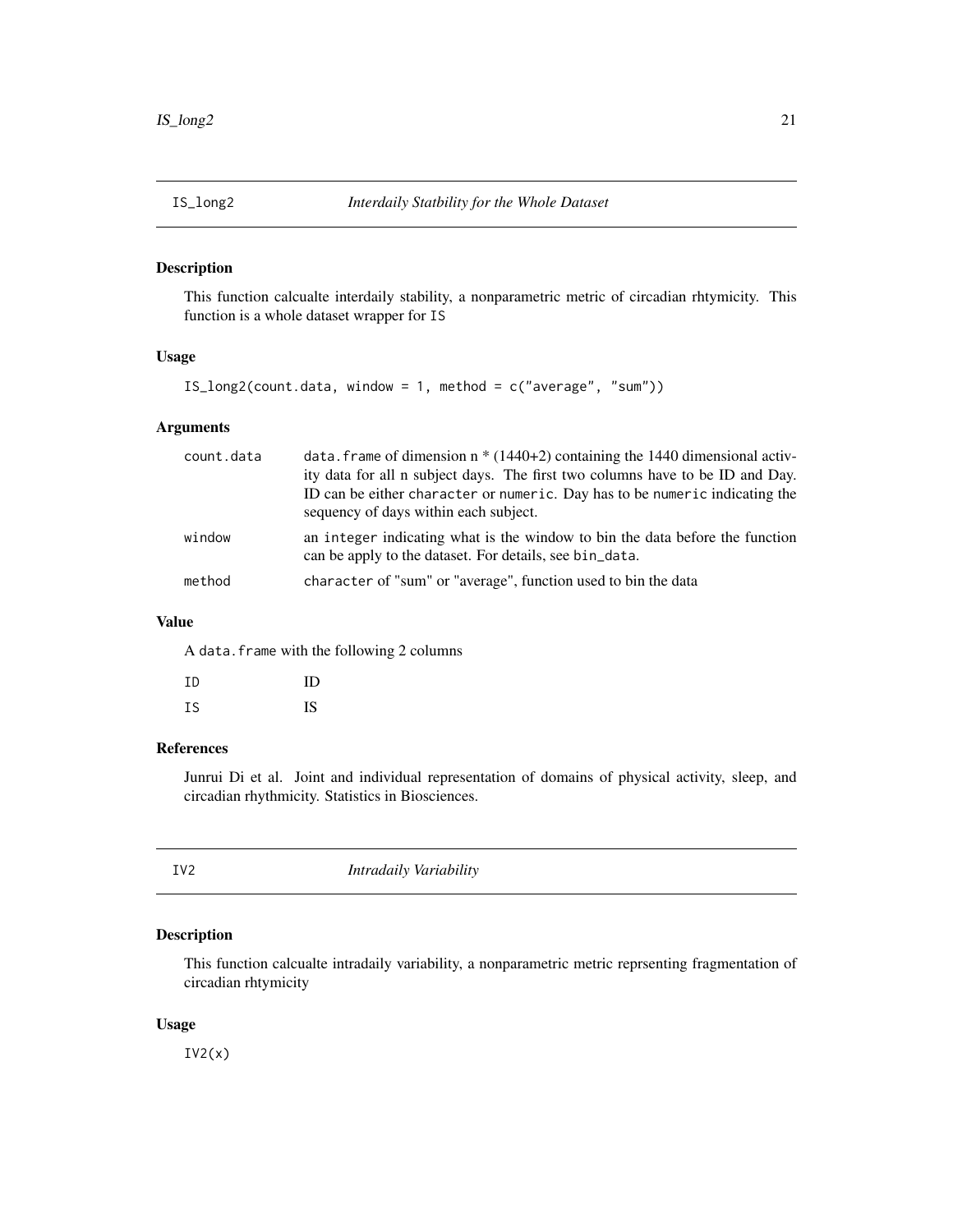## IS_long2 *Interdaily Statbility for the Whole Dataset*

### Description

This function calcualte interdaily stability, a nonparametric metric of circadian rhtymicity. This function is a whole dataset wrapper for `IS`

### Usage

```
IS_long2(count.data, window = 1, method = c("average", "sum"))
```

### Arguments

| | |
|---|---|
| `count.data` | `data.frame` of dimension n * (1440+2) containing the 1440 dimensional activity data for all n subject days. The first two columns have to be ID and Day. ID can be either `character` or `numeric`. Day has to be `numeric` indicating the sequency of days within each subject. |
| `window` | an `integer` indicating what is the window to bin the data before the function can be apply to the dataset. For details, see `bin_data`. |
| `method` | `character` of "sum" or "average", function used to bin the data |

### Value

A `data.frame` with the following 2 columns

| | |
|---|---|
| `ID` | ID |
| `IS` | IS |

### References

Junrui Di et al. Joint and individual representation of domains of physical activity, sleep, and circadian rhythmicity. Statistics in Biosciences.

## IV2 *Intradaily Variability*

### Description

This function calcualte intradaily variability, a nonparametric metric reprsenting fragmentation of circadian rhtymicity

### Usage

```
IV2(x)
```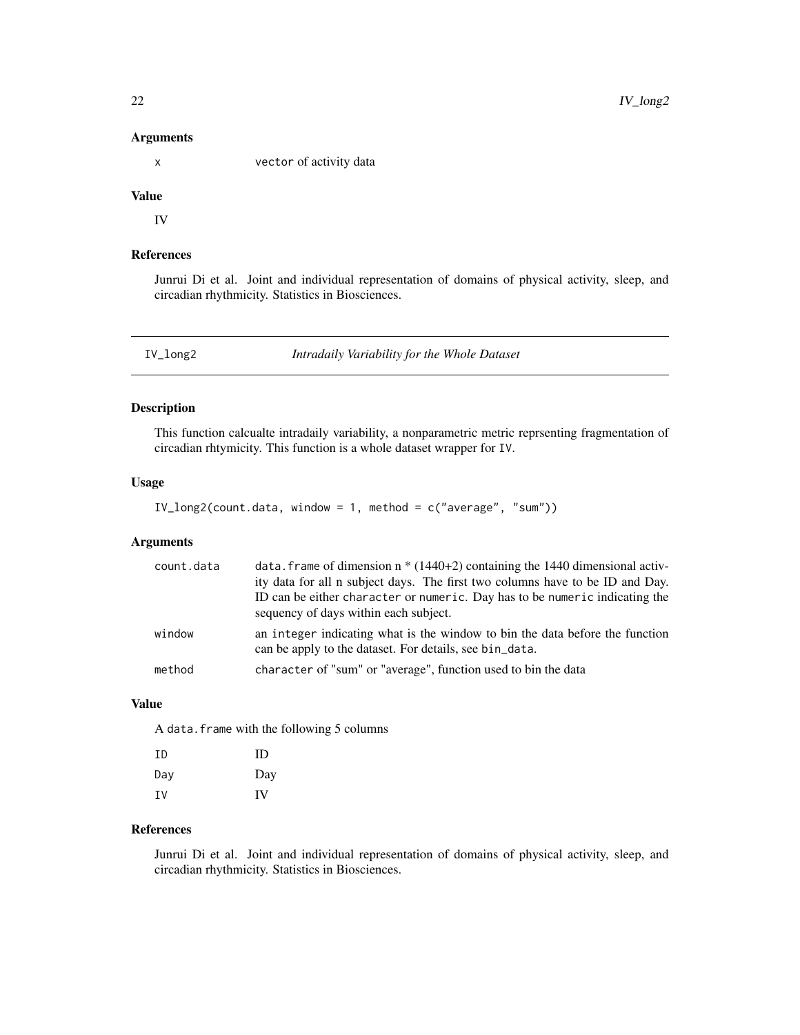## Arguments

| | |
|---|---|
| `x` | `vector` of activity data |

## Value

IV

## References

Junrui Di et al. Joint and individual representation of domains of physical activity, sleep, and circadian rhythmicity. Statistics in Biosciences.

---

# IV_long2 — *Intradaily Variability for the Whole Dataset*

## Description

This function calcualte intradaily variability, a nonparametric metric reprsenting fragmentation of circadian rhtymicity. This function is a whole dataset wrapper for `IV`.

## Usage

```
IV_long2(count.data, window = 1, method = c("average", "sum"))
```

## Arguments

| | |
|---|---|
| `count.data` | `data.frame` of dimension n * (1440+2) containing the 1440 dimensional activity data for all n subject days. The first two columns have to be ID and Day. ID can be either `character` or `numeric`. Day has to be `numeric` indicating the sequency of days within each subject. |
| `window` | an `integer` indicating what is the window to bin the data before the function can be apply to the dataset. For details, see `bin_data`. |
| `method` | `character` of "sum" or "average", function used to bin the data |

## Value

A `data.frame` with the following 5 columns

| | |
|---|---|
| `ID` | ID |
| `Day` | Day |
| `IV` | IV |

## References

Junrui Di et al. Joint and individual representation of domains of physical activity, sleep, and circadian rhythmicity. Statistics in Biosciences.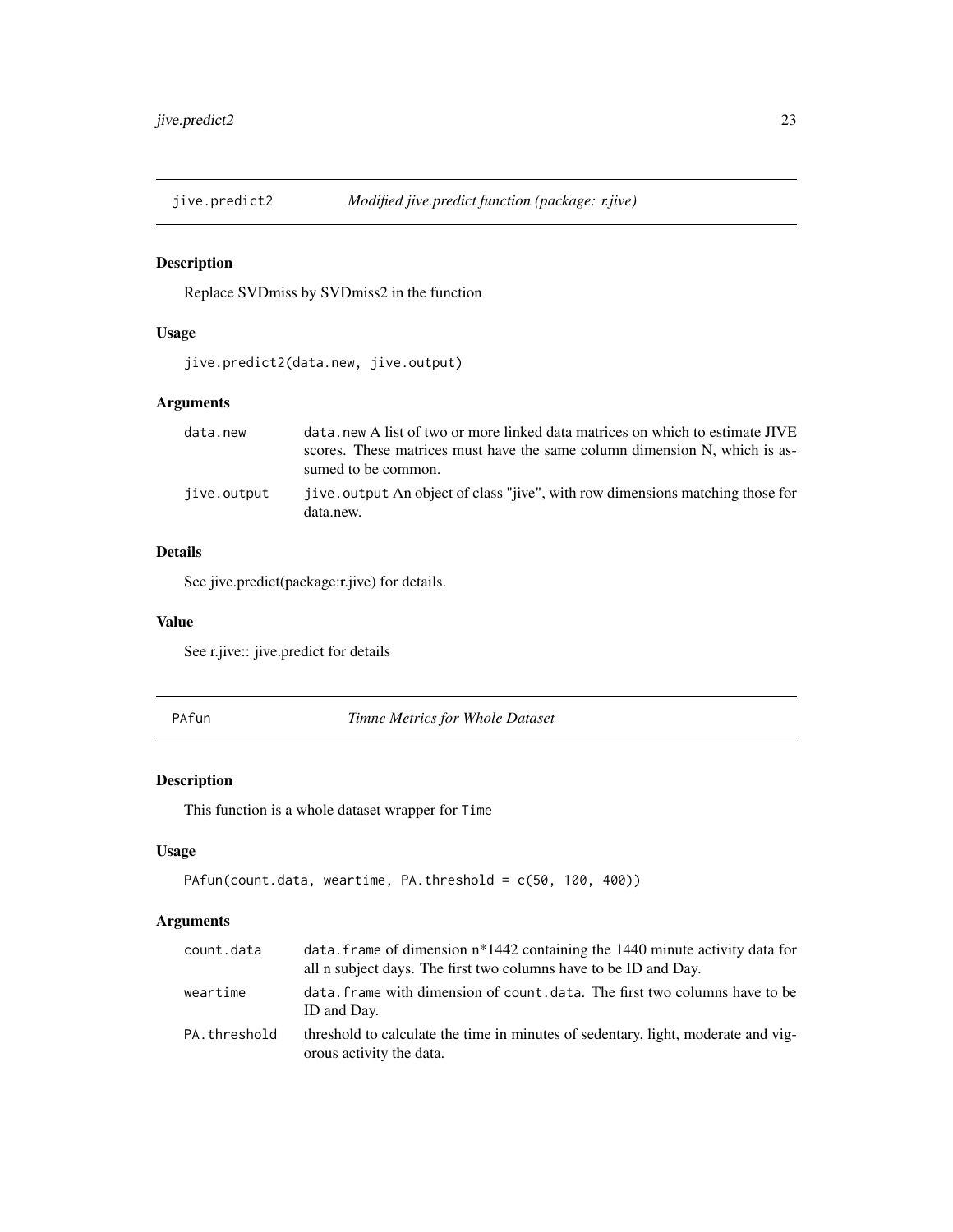## jive.predict2 *Modified jive.predict function (package: r.jive)*

### Description

Replace SVDmiss by SVDmiss2 in the function

### Usage

```
jive.predict2(data.new, jive.output)
```

### Arguments

| | |
|---|---|
| data.new | data.new A list of two or more linked data matrices on which to estimate JIVE scores. These matrices must have the same column dimension N, which is assumed to be common. |
| jive.output | jive.output An object of class "jive", with row dimensions matching those for data.new. |

### Details

See jive.predict(package:r.jive) for details.

### Value

See r.jive:: jive.predict for details

## PAfun *Timne Metrics for Whole Dataset*

### Description

This function is a whole dataset wrapper for `Time`

### Usage

```
PAfun(count.data, weartime, PA.threshold = c(50, 100, 400))
```

### Arguments

| | |
|---|---|
| count.data | `data.frame` of dimension n*1442 containing the 1440 minute activity data for all n subject days. The first two columns have to be ID and Day. |
| weartime | `data.frame` with dimension of `count.data`. The first two columns have to be ID and Day. |
| PA.threshold | threshold to calculate the time in minutes of sedentary, light, moderate and vigorous activity the data. |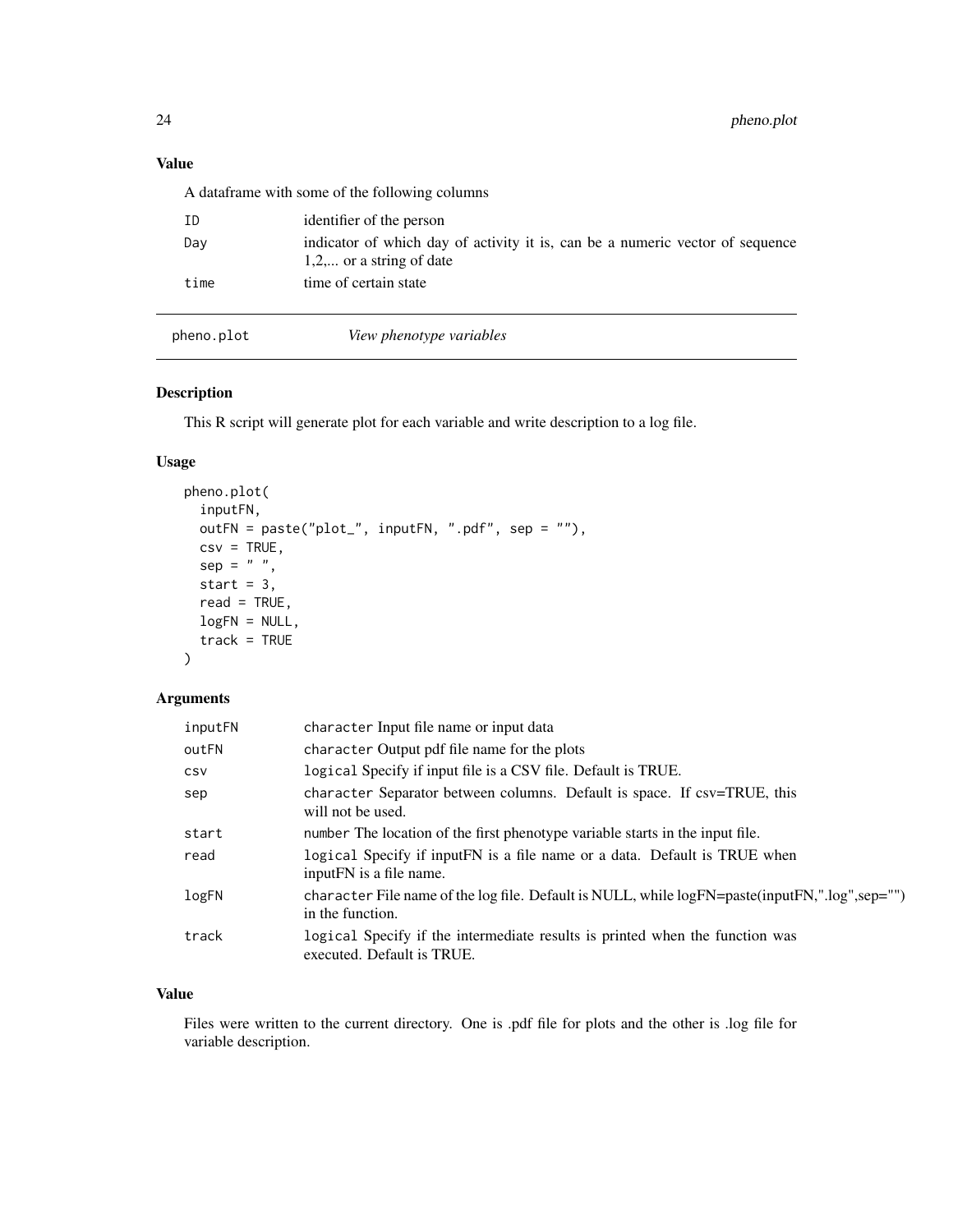### Value

A dataframe with some of the following columns

| | |
|---|---|
| ID | identifier of the person |
| Day | indicator of which day of activity it is, can be a numeric vector of sequence 1,2,... or a string of date |
| time | time of certain state |

---

## pheno.plot &nbsp;&nbsp;&nbsp;&nbsp; *View phenotype variables*

---

### Description

This R script will generate plot for each variable and write description to a log file.

### Usage

```
pheno.plot(
  inputFN,
  outFN = paste("plot_", inputFN, ".pdf", sep = ""),
  csv = TRUE,
  sep = " ",
  start = 3,
  read = TRUE,
  logFN = NULL,
  track = TRUE
)
```

### Arguments

| | |
|---|---|
| inputFN | `character` Input file name or input data |
| outFN | `character` Output pdf file name for the plots |
| csv | `logical` Specify if input file is a CSV file. Default is TRUE. |
| sep | `character` Separator between columns. Default is space. If csv=TRUE, this will not be used. |
| start | `number` The location of the first phenotype variable starts in the input file. |
| read | `logical` Specify if inputFN is a file name or a data. Default is TRUE when inputFN is a file name. |
| logFN | `character` File name of the log file. Default is NULL, while logFN=paste(inputFN,".log",sep="") in the function. |
| track | `logical` Specify if the intermediate results is printed when the function was executed. Default is TRUE. |

### Value

Files were written to the current directory. One is .pdf file for plots and the other is .log file for variable description.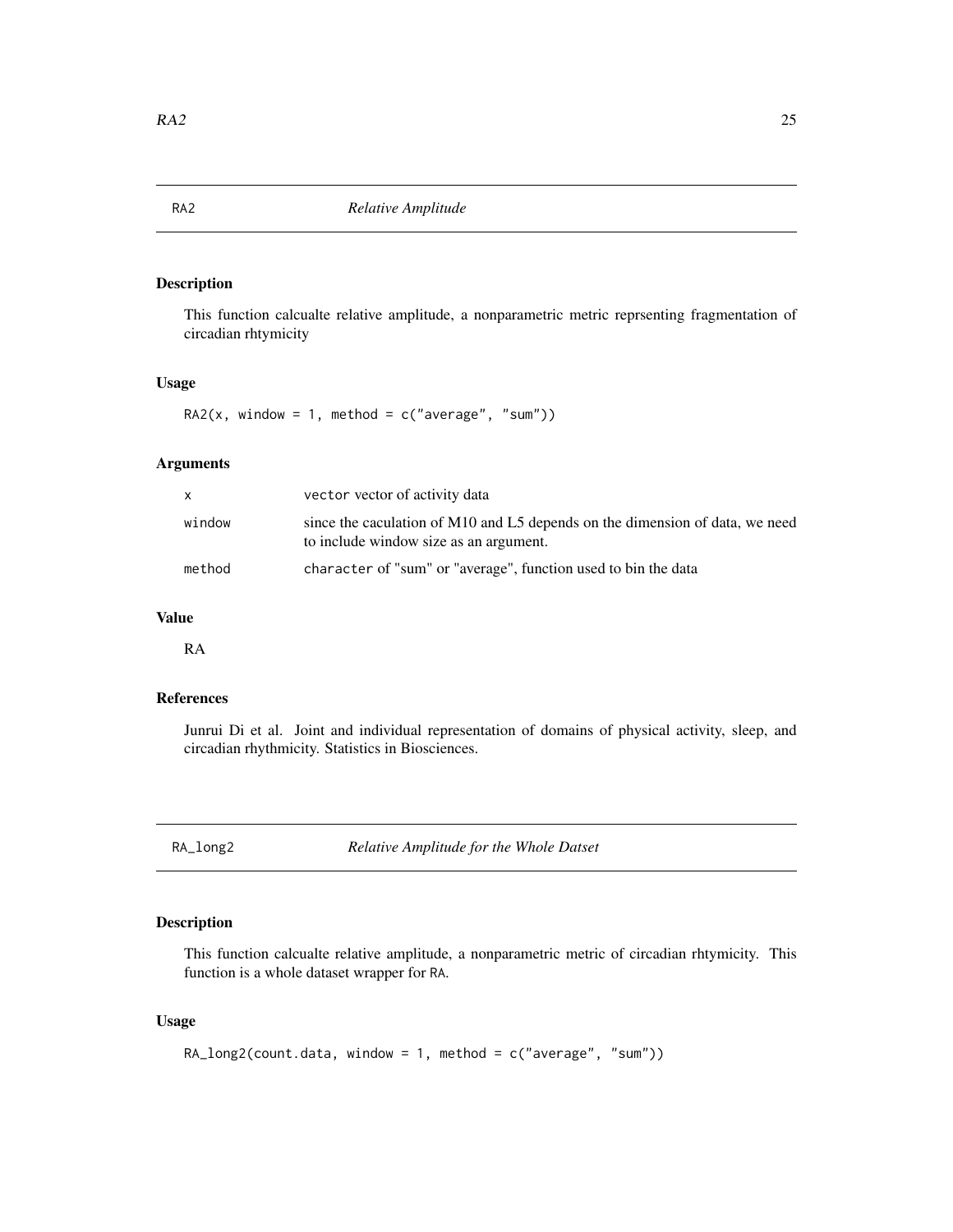## RA2 *Relative Amplitude*

### Description

This function calcualte relative amplitude, a nonparametric metric reprsenting fragmentation of circadian rhtymicity

### Usage

```
RA2(x, window = 1, method = c("average", "sum"))
```

### Arguments

| | |
|---|---|
| x | `vector` vector of activity data |
| window | since the caculation of M10 and L5 depends on the dimension of data, we need to include window size as an argument. |
| method | `character` of "sum" or "average", function used to bin the data |

### Value

RA

### References

Junrui Di et al. Joint and individual representation of domains of physical activity, sleep, and circadian rhythmicity. Statistics in Biosciences.

## RA_long2 *Relative Amplitude for the Whole Datset*

### Description

This function calcualte relative amplitude, a nonparametric metric of circadian rhtymicity. This function is a whole dataset wrapper for `RA`.

### Usage

```
RA_long2(count.data, window = 1, method = c("average", "sum"))
```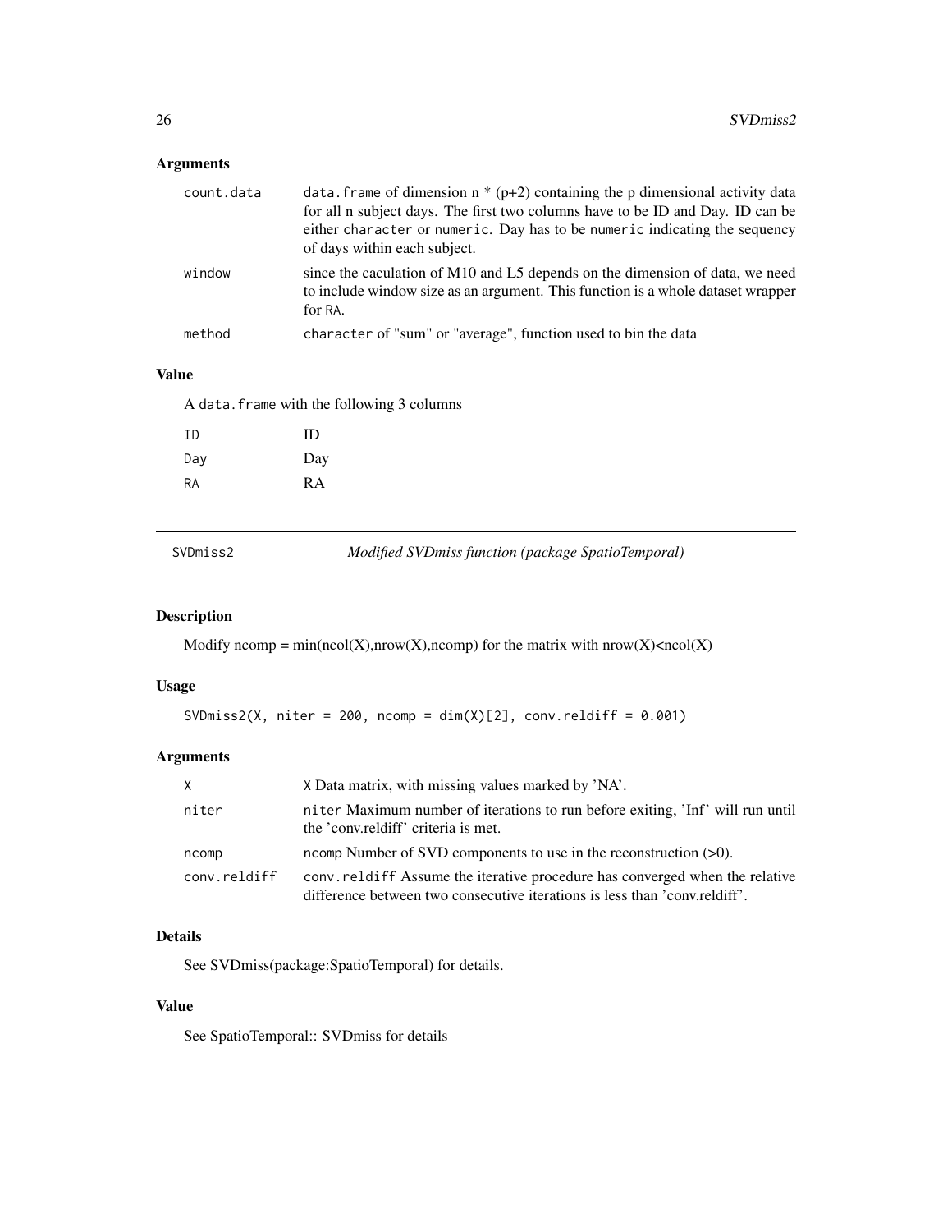## Arguments

| | |
|---|---|
| count.data | data.frame of dimension n * (p+2) containing the p dimensional activity data for all n subject days. The first two columns have to be ID and Day. ID can be either character or numeric. Day has to be numeric indicating the sequency of days within each subject. |
| window | since the caculation of M10 and L5 depends on the dimension of data, we need to include window size as an argument. This function is a whole dataset wrapper for RA. |
| method | character of "sum" or "average", function used to bin the data |

## Value

A data.frame with the following 3 columns

| | |
|---|---|
| ID | ID |
| Day | Day |
| RA | RA |

---

# SVDmiss2 — *Modified SVDmiss function (package SpatioTemporal)*

## Description

Modify ncomp = min(ncol(X),nrow(X),ncomp) for the matrix with nrow(X)<ncol(X)

## Usage

```
SVDmiss2(X, niter = 200, ncomp = dim(X)[2], conv.reldiff = 0.001)
```

## Arguments

| | |
|---|---|
| X | X Data matrix, with missing values marked by 'NA'. |
| niter | niter Maximum number of iterations to run before exiting, 'Inf' will run until the 'conv.reldiff' criteria is met. |
| ncomp | ncomp Number of SVD components to use in the reconstruction (>0). |
| conv.reldiff | conv.reldiff Assume the iterative procedure has converged when the relative difference between two consecutive iterations is less than 'conv.reldiff'. |

## Details

See SVDmiss(package:SpatioTemporal) for details.

## Value

See SpatioTemporal:: SVDmiss for details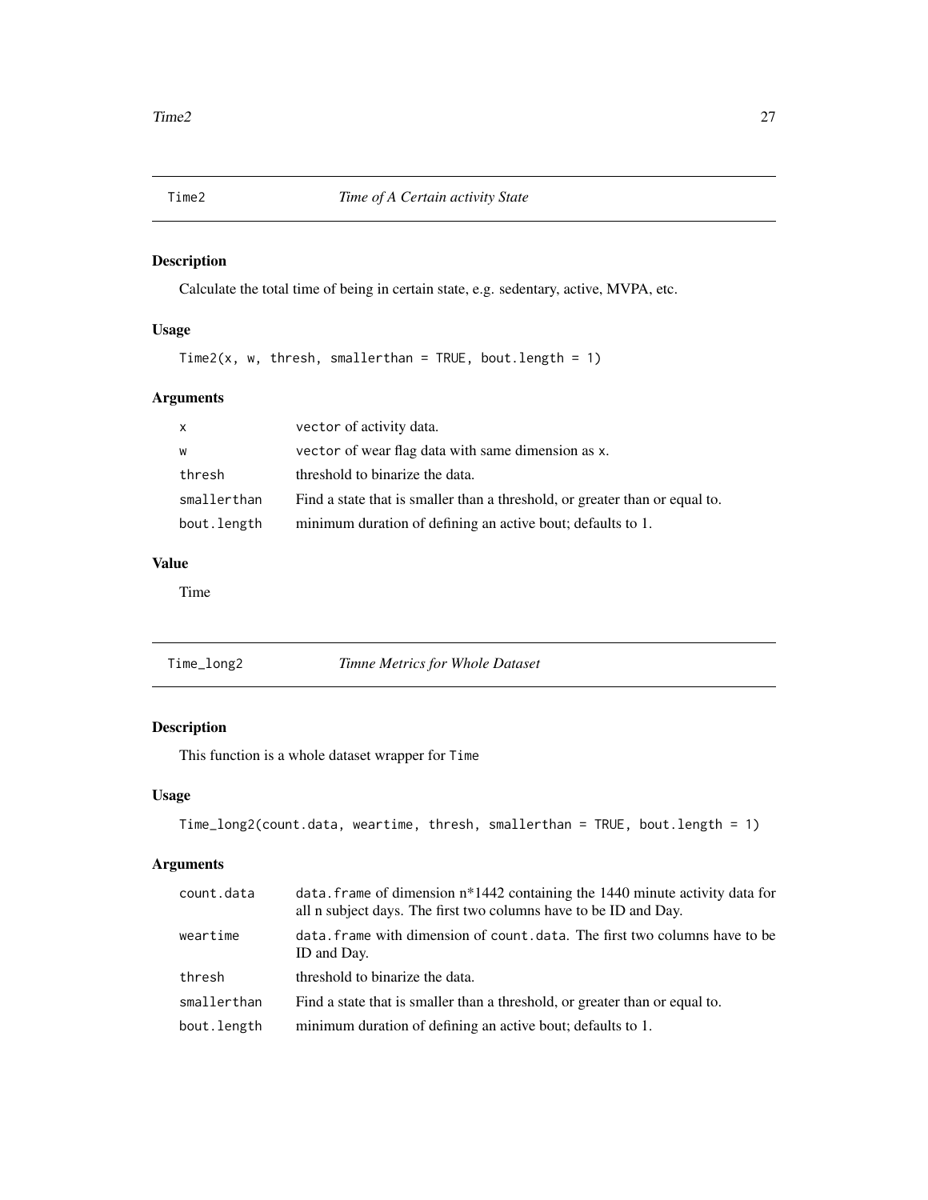## Time2 *Time of A Certain activity State*

### Description

Calculate the total time of being in certain state, e.g. sedentary, active, MVPA, etc.

### Usage

```
Time2(x, w, thresh, smallerthan = TRUE, bout.length = 1)
```

### Arguments

| | |
|---|---|
| `x` | `vector` of activity data. |
| `w` | `vector` of wear flag data with same dimension as `x`. |
| `thresh` | threshold to binarize the data. |
| `smallerthan` | Find a state that is smaller than a threshold, or greater than or equal to. |
| `bout.length` | minimum duration of defining an active bout; defaults to 1. |

### Value

Time

## Time_long2 *Timne Metrics for Whole Dataset*

### Description

This function is a whole dataset wrapper for `Time`

### Usage

```
Time_long2(count.data, weartime, thresh, smallerthan = TRUE, bout.length = 1)
```

### Arguments

| | |
|---|---|
| `count.data` | `data.frame` of dimension n*1442 containing the 1440 minute activity data for all n subject days. The first two columns have to be ID and Day. |
| `weartime` | `data.frame` with dimension of `count.data`. The first two columns have to be ID and Day. |
| `thresh` | threshold to binarize the data. |
| `smallerthan` | Find a state that is smaller than a threshold, or greater than or equal to. |
| `bout.length` | minimum duration of defining an active bout; defaults to 1. |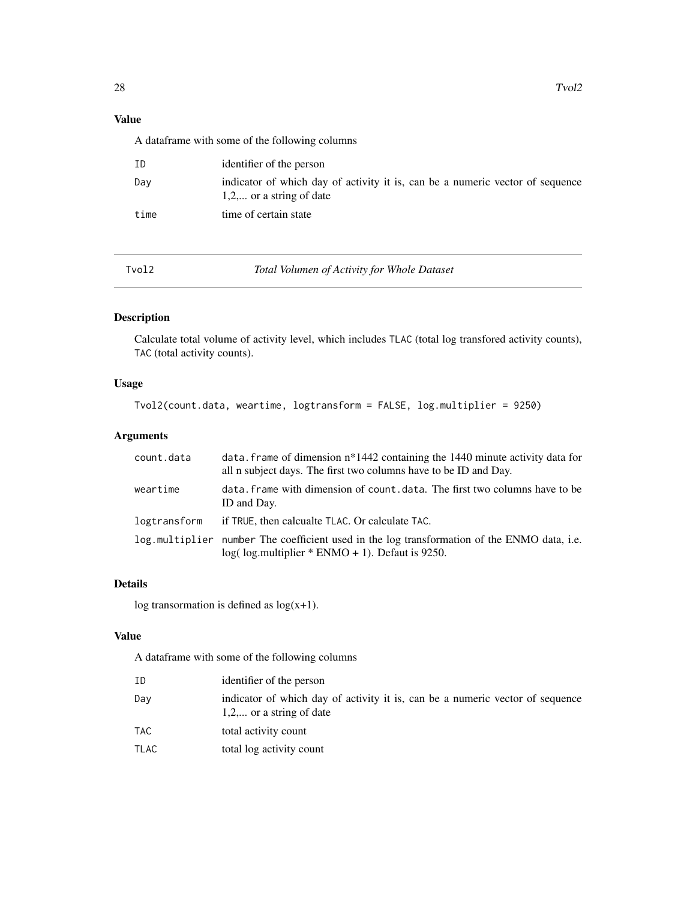### Value

A dataframe with some of the following columns

| | |
|---|---|
| `ID` | identifier of the person |
| `Day` | indicator of which day of activity it is, can be a numeric vector of sequence 1,2,... or a string of date |
| `time` | time of certain state |

---

## Tvol2 — *Total Volumen of Activity for Whole Dataset*

---

### Description

Calculate total volume of activity level, which includes `TLAC` (total log transfored activity counts), `TAC` (total activity counts).

### Usage

```
Tvol2(count.data, weartime, logtransform = FALSE, log.multiplier = 9250)
```

### Arguments

| | |
|---|---|
| `count.data` | `data.frame` of dimension n*1442 containing the 1440 minute activity data for all n subject days. The first two columns have to be ID and Day. |
| `weartime` | `data.frame` with dimension of `count.data`. The first two columns have to be ID and Day. |
| `logtransform` | if `TRUE`, then calcualte `TLAC`. Or calculate `TAC`. |
| `log.multiplier` | number The coefficient used in the log transformation of the ENMO data, i.e. log( log.multiplier * ENMO + 1). Defaut is 9250. |

### Details

log transormation is defined as log(x+1).

### Value

A dataframe with some of the following columns

| | |
|---|---|
| `ID` | identifier of the person |
| `Day` | indicator of which day of activity it is, can be a numeric vector of sequence 1,2,... or a string of date |
| `TAC` | total activity count |
| `TLAC` | total log activity count |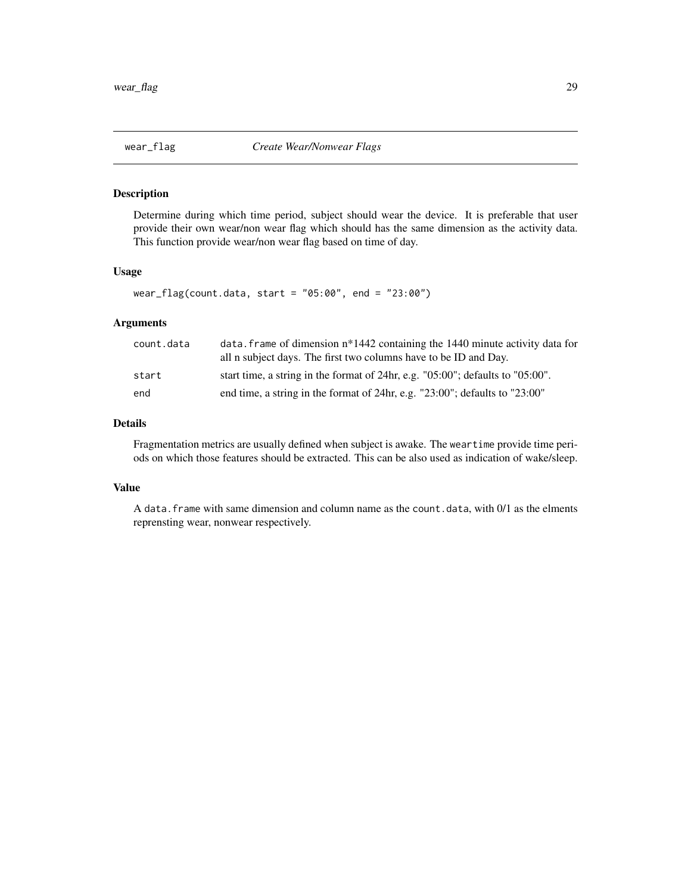# wear_flag — *Create Wear/Nonwear Flags*

## Description

Determine during which time period, subject should wear the device. It is preferable that user provide their own wear/non wear flag which should has the same dimension as the activity data. This function provide wear/non wear flag based on time of day.

## Usage

```
wear_flag(count.data, start = "05:00", end = "23:00")
```

## Arguments

| | |
|---|---|
| count.data | `data.frame` of dimension n*1442 containing the 1440 minute activity data for all n subject days. The first two columns have to be ID and Day. |
| start | start time, a string in the format of 24hr, e.g. "05:00"; defaults to "05:00". |
| end | end time, a string in the format of 24hr, e.g. "23:00"; defaults to "23:00" |

## Details

Fragmentation metrics are usually defined when subject is awake. The `weartime` provide time periods on which those features should be extracted. This can be also used as indication of wake/sleep.

## Value

A `data.frame` with same dimension and column name as the `count.data`, with 0/1 as the elments reprensting wear, nonwear respectively.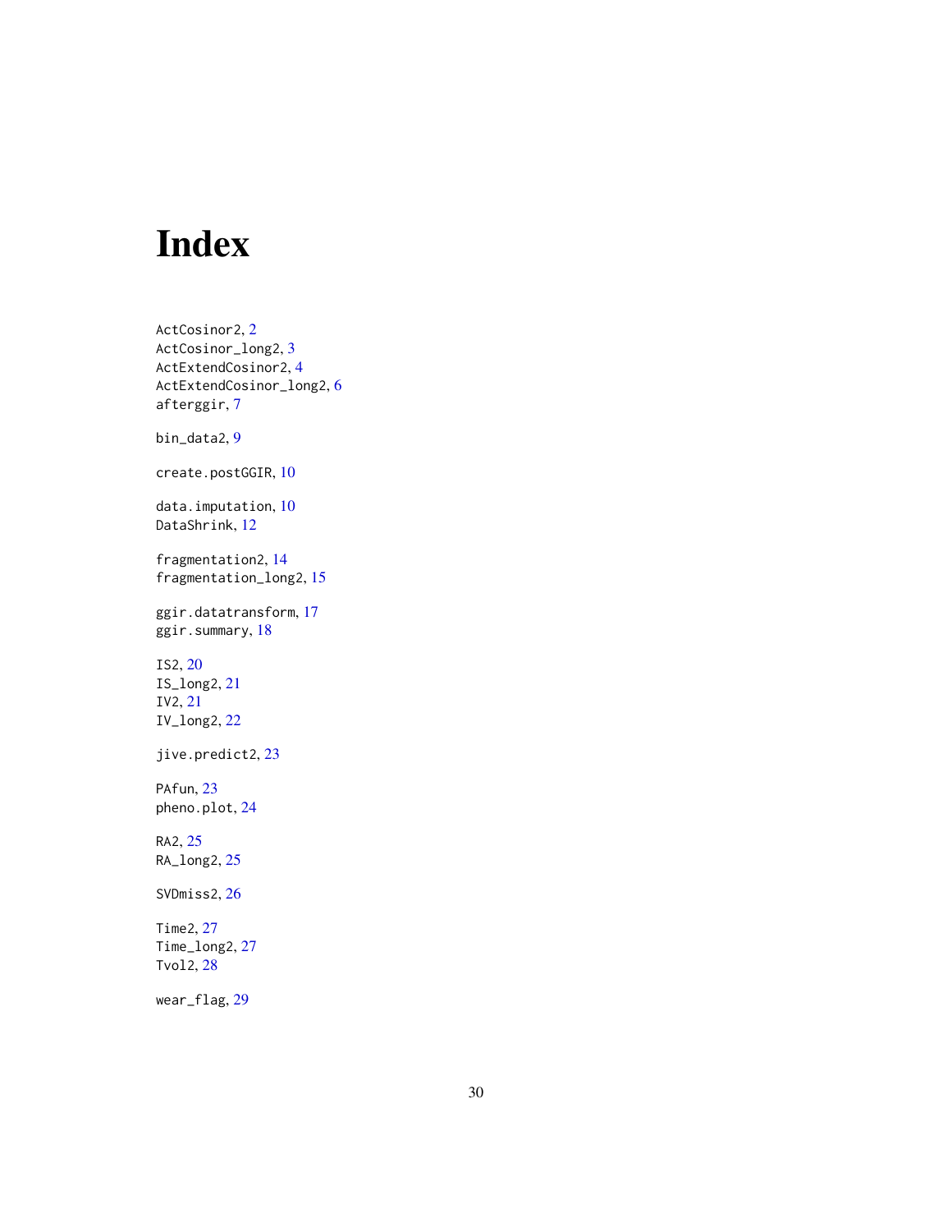# Index

ActCosinor2, 2
ActCosinor_long2, 3
ActExtendCosinor2, 4
ActExtendCosinor_long2, 6
afterggir, 7

bin_data2, 9

create.postGGIR, 10

data.imputation, 10
DataShrink, 12

fragmentation2, 14
fragmentation_long2, 15

ggir.datatransform, 17
ggir.summary, 18

IS2, 20
IS_long2, 21
IV2, 21
IV_long2, 22

jive.predict2, 23

PAfun, 23
pheno.plot, 24

RA2, 25
RA_long2, 25

SVDmiss2, 26

Time2, 27
Time_long2, 27
Tvol2, 28

wear_flag, 29